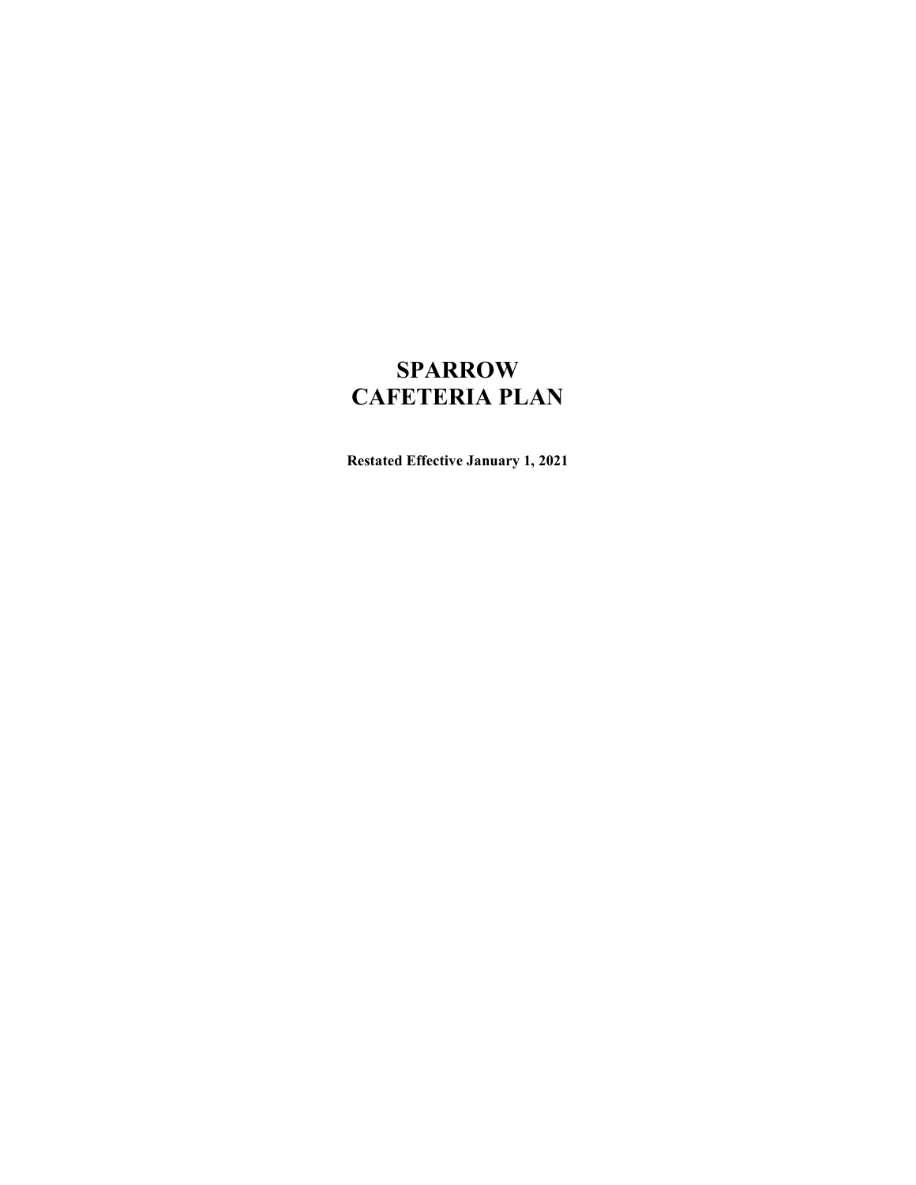# SPARROW CAFETERIA PLAN

**Restated Effective January 1, 2021**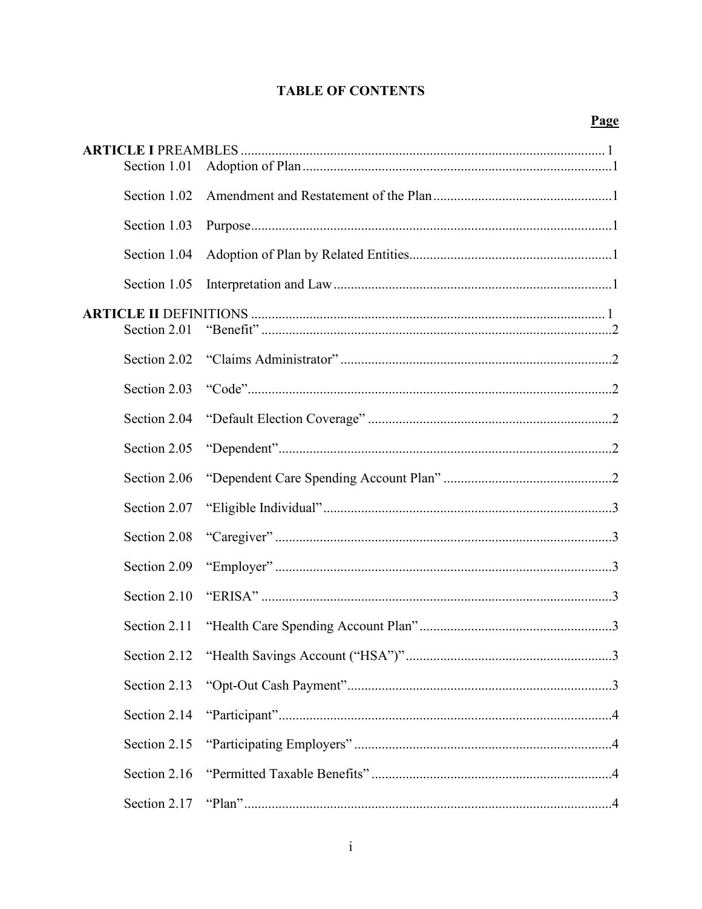# TABLE OF CONTENTS

| | | Page |
|---|---|---|
| **ARTICLE I** PREAMBLES | | 1 |
| Section 1.01 | Adoption of Plan | 1 |
| Section 1.02 | Amendment and Restatement of the Plan | 1 |
| Section 1.03 | Purpose | 1 |
| Section 1.04 | Adoption of Plan by Related Entities | 1 |
| Section 1.05 | Interpretation and Law | 1 |
| **ARTICLE II** DEFINITIONS | | 1 |
| Section 2.01 | "Benefit" | 2 |
| Section 2.02 | "Claims Administrator" | 2 |
| Section 2.03 | "Code" | 2 |
| Section 2.04 | "Default Election Coverage" | 2 |
| Section 2.05 | "Dependent" | 2 |
| Section 2.06 | "Dependent Care Spending Account Plan" | 2 |
| Section 2.07 | "Eligible Individual" | 3 |
| Section 2.08 | "Caregiver" | 3 |
| Section 2.09 | "Employer" | 3 |
| Section 2.10 | "ERISA" | 3 |
| Section 2.11 | "Health Care Spending Account Plan" | 3 |
| Section 2.12 | "Health Savings Account ("HSA")" | 3 |
| Section 2.13 | "Opt-Out Cash Payment" | 3 |
| Section 2.14 | "Participant" | 4 |
| Section 2.15 | "Participating Employers" | 4 |
| Section 2.16 | "Permitted Taxable Benefits" | 4 |
| Section 2.17 | "Plan" | 4 |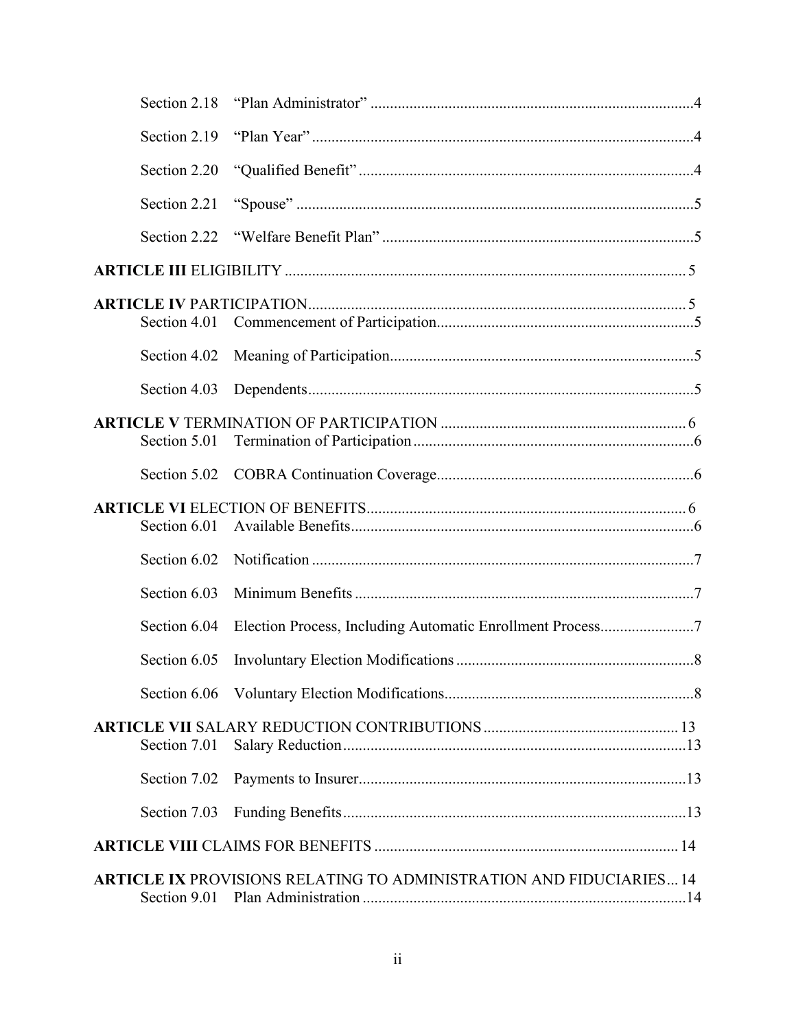Section 2.18 "Plan Administrator" ........................................ 4

Section 2.19 "Plan Year" ........................................ 4

Section 2.20 "Qualified Benefit" ........................................ 4

Section 2.21 "Spouse" ........................................ 5

Section 2.22 "Welfare Benefit Plan" ........................................ 5

**ARTICLE III** ELIGIBILITY ........................................ 5

**ARTICLE IV** PARTICIPATION ........................................ 5

Section 4.01 Commencement of Participation ........................................ 5

Section 4.02 Meaning of Participation ........................................ 5

Section 4.03 Dependents ........................................ 5

**ARTICLE V** TERMINATION OF PARTICIPATION ........................................ 6

Section 5.01 Termination of Participation ........................................ 6

Section 5.02 COBRA Continuation Coverage ........................................ 6

**ARTICLE VI** ELECTION OF BENEFITS ........................................ 6

Section 6.01 Available Benefits ........................................ 6

Section 6.02 Notification ........................................ 7

Section 6.03 Minimum Benefits ........................................ 7

Section 6.04 Election Process, Including Automatic Enrollment Process ........................................ 7

Section 6.05 Involuntary Election Modifications ........................................ 8

Section 6.06 Voluntary Election Modifications ........................................ 8

**ARTICLE VII** SALARY REDUCTION CONTRIBUTIONS ........................................ 13

Section 7.01 Salary Reduction ........................................ 13

Section 7.02 Payments to Insurer ........................................ 13

Section 7.03 Funding Benefits ........................................ 13

**ARTICLE VIII** CLAIMS FOR BENEFITS ........................................ 14

**ARTICLE IX** PROVISIONS RELATING TO ADMINISTRATION AND FIDUCIARIES ... 14

Section 9.01 Plan Administration ........................................ 14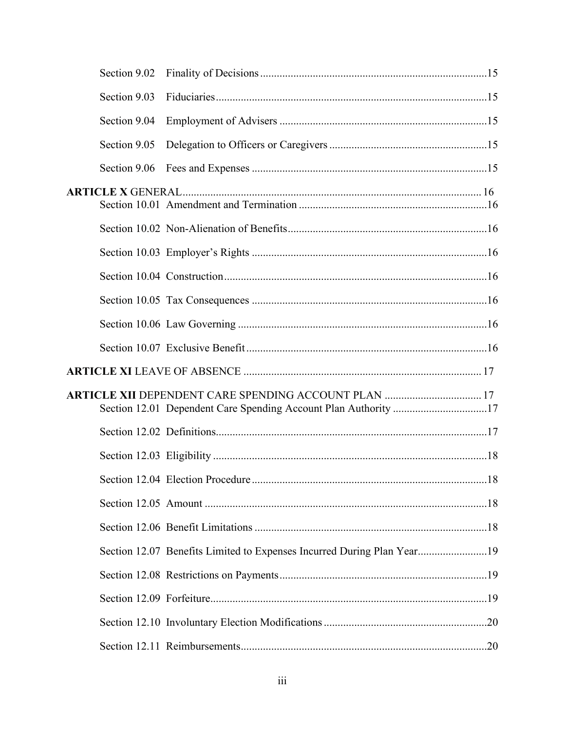Section 9.02 Finality of Decisions ....................................................................................15

Section 9.03 Fiduciaries ....................................................................................................15

Section 9.04 Employment of Advisers ...............................................................................15

Section 9.05 Delegation to Officers or Caregivers .............................................................15

Section 9.06 Fees and Expenses .........................................................................................15

**ARTICLE X** GENERAL ....................................................................................................... 16

Section 10.01 Amendment and Termination .......................................................................16

Section 10.02 Non-Alienation of Benefits ...........................................................................16

Section 10.03 Employer's Rights ........................................................................................16

Section 10.04 Construction ..................................................................................................16

Section 10.05 Tax Consequences ........................................................................................16

Section 10.06 Law Governing .............................................................................................16

Section 10.07 Exclusive Benefit ..........................................................................................16

**ARTICLE XI** LEAVE OF ABSENCE ................................................................................. 17

**ARTICLE XII** DEPENDENT CARE SPENDING ACCOUNT PLAN ................................ 17

Section 12.01 Dependent Care Spending Account Plan Authority .....................................17

Section 12.02 Definitions .....................................................................................................17

Section 12.03 Eligibility ......................................................................................................18

Section 12.04 Election Procedure ........................................................................................18

Section 12.05 Amount .........................................................................................................18

Section 12.06 Benefit Limitations .......................................................................................18

Section 12.07 Benefits Limited to Expenses Incurred During Plan Year ...........................19

Section 12.08 Restrictions on Payments ..............................................................................19

Section 12.09 Forfeiture .......................................................................................................19

Section 12.10 Involuntary Election Modifications ..............................................................20

Section 12.11 Reimbursements ............................................................................................20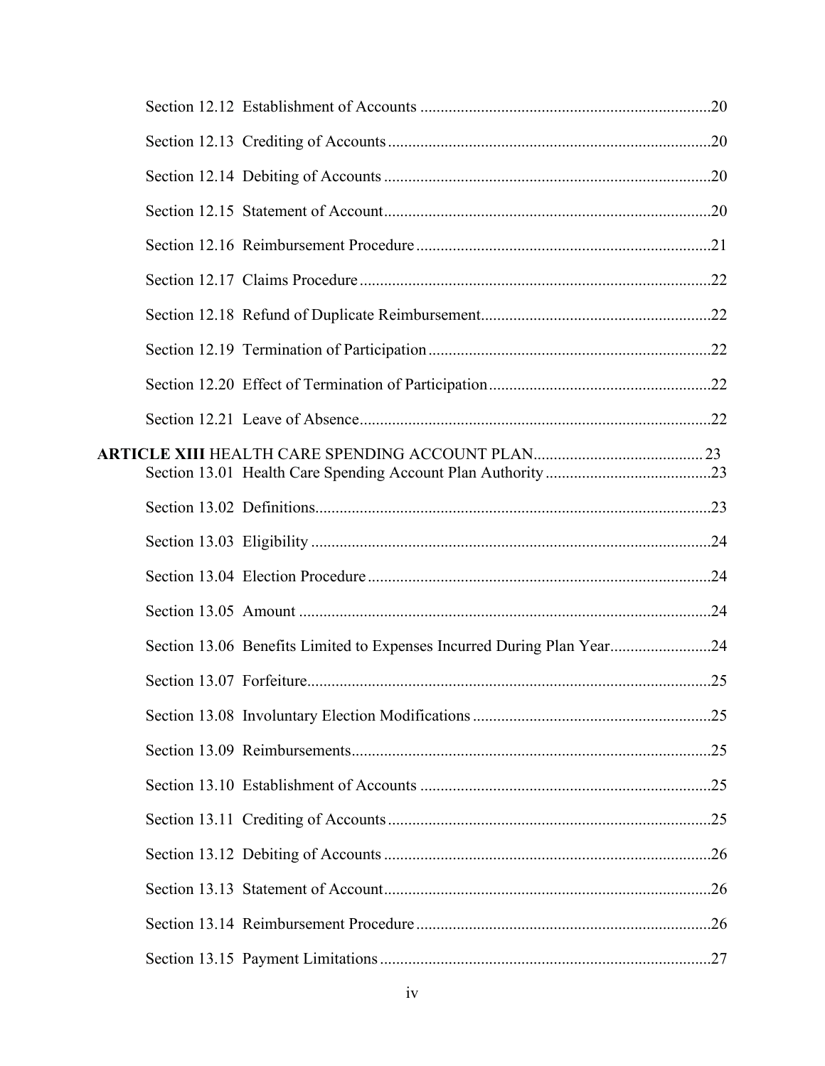Section 12.12 Establishment of Accounts ........................................................................20

Section 12.13 Crediting of Accounts ................................................................................20

Section 12.14 Debiting of Accounts .................................................................................20

Section 12.15 Statement of Account .................................................................................20

Section 12.16 Reimbursement Procedure .........................................................................21

Section 12.17 Claims Procedure .......................................................................................22

Section 12.18 Refund of Duplicate Reimbursement .........................................................22

Section 12.19 Termination of Participation ......................................................................22

Section 12.20 Effect of Termination of Participation .......................................................22

Section 12.21 Leave of Absence .......................................................................................22

**ARTICLE XIII** HEALTH CARE SPENDING ACCOUNT PLAN ..........................................23

Section 13.01 Health Care Spending Account Plan Authority .........................................23

Section 13.02 Definitions ..................................................................................................23

Section 13.03 Eligibility ...................................................................................................24

Section 13.04 Election Procedure .....................................................................................24

Section 13.05 Amount .......................................................................................................24

Section 13.06 Benefits Limited to Expenses Incurred During Plan Year .........................24

Section 13.07 Forfeiture ....................................................................................................25

Section 13.08 Involuntary Election Modifications ...........................................................25

Section 13.09 Reimbursements .........................................................................................25

Section 13.10 Establishment of Accounts ........................................................................25

Section 13.11 Crediting of Accounts ................................................................................25

Section 13.12 Debiting of Accounts .................................................................................26

Section 13.13 Statement of Account .................................................................................26

Section 13.14 Reimbursement Procedure .........................................................................26

Section 13.15 Payment Limitations ..................................................................................27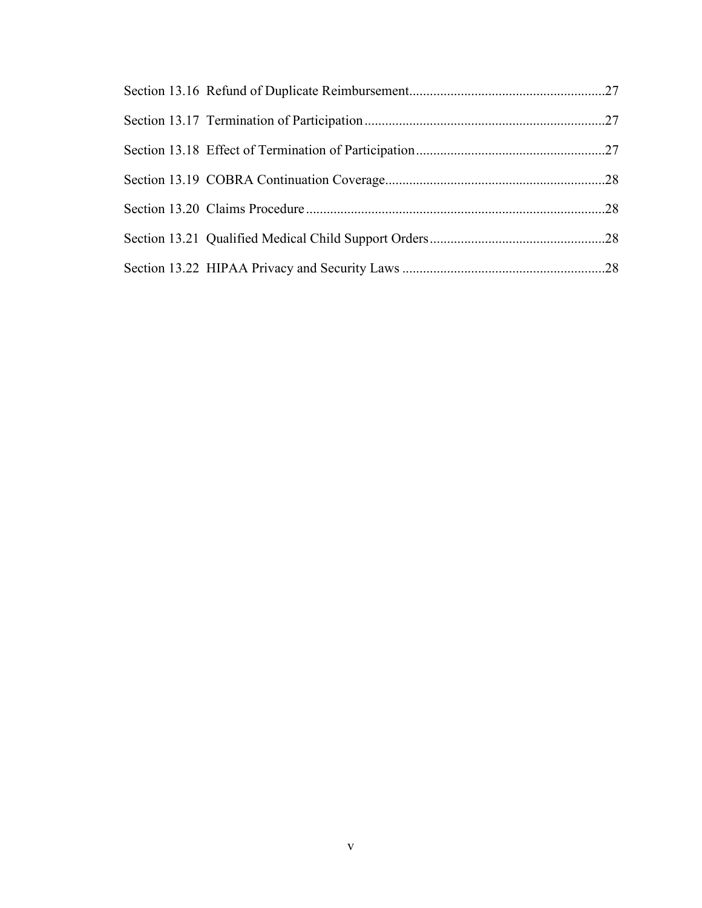Section 13.16 Refund of Duplicate Reimbursement........................................................27

Section 13.17 Termination of Participation.....................................................................27

Section 13.18 Effect of Termination of Participation......................................................27

Section 13.19 COBRA Continuation Coverage...............................................................28

Section 13.20 Claims Procedure......................................................................................28

Section 13.21 Qualified Medical Child Support Orders..................................................28

Section 13.22 HIPAA Privacy and Security Laws ..........................................................28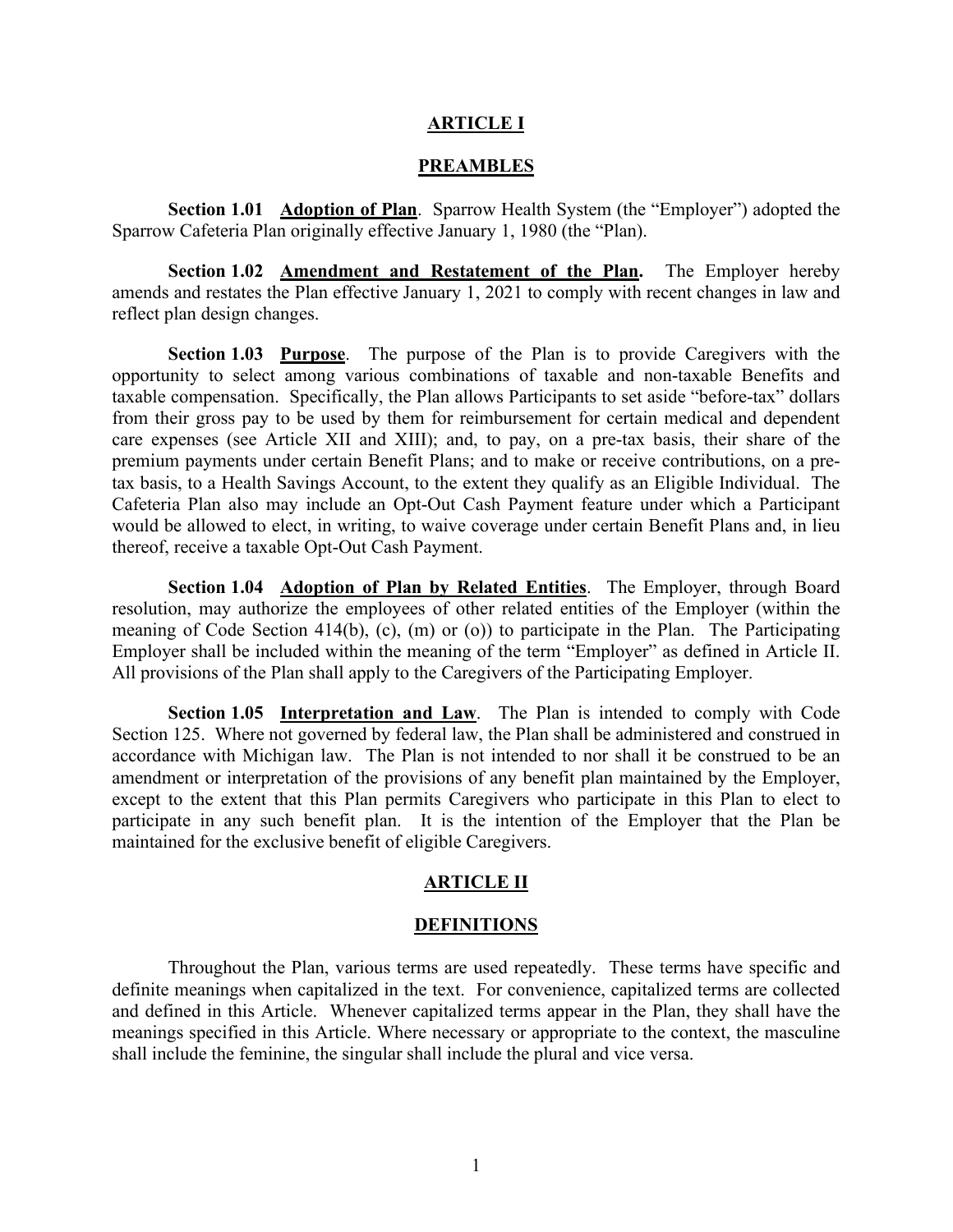## ARTICLE I

## PREAMBLES

**Section 1.01 Adoption of Plan**. Sparrow Health System (the "Employer") adopted the Sparrow Cafeteria Plan originally effective January 1, 1980 (the "Plan).

**Section 1.02 Amendment and Restatement of the Plan.** The Employer hereby amends and restates the Plan effective January 1, 2021 to comply with recent changes in law and reflect plan design changes.

**Section 1.03 Purpose**. The purpose of the Plan is to provide Caregivers with the opportunity to select among various combinations of taxable and non-taxable Benefits and taxable compensation. Specifically, the Plan allows Participants to set aside "before-tax" dollars from their gross pay to be used by them for reimbursement for certain medical and dependent care expenses (see Article XII and XIII); and, to pay, on a pre-tax basis, their share of the premium payments under certain Benefit Plans; and to make or receive contributions, on a pre-tax basis, to a Health Savings Account, to the extent they qualify as an Eligible Individual. The Cafeteria Plan also may include an Opt-Out Cash Payment feature under which a Participant would be allowed to elect, in writing, to waive coverage under certain Benefit Plans and, in lieu thereof, receive a taxable Opt-Out Cash Payment.

**Section 1.04 Adoption of Plan by Related Entities**. The Employer, through Board resolution, may authorize the employees of other related entities of the Employer (within the meaning of Code Section 414(b), (c), (m) or (o)) to participate in the Plan. The Participating Employer shall be included within the meaning of the term "Employer" as defined in Article II. All provisions of the Plan shall apply to the Caregivers of the Participating Employer.

**Section 1.05 Interpretation and Law**. The Plan is intended to comply with Code Section 125. Where not governed by federal law, the Plan shall be administered and construed in accordance with Michigan law. The Plan is not intended to nor shall it be construed to be an amendment or interpretation of the provisions of any benefit plan maintained by the Employer, except to the extent that this Plan permits Caregivers who participate in this Plan to elect to participate in any such benefit plan. It is the intention of the Employer that the Plan be maintained for the exclusive benefit of eligible Caregivers.

## ARTICLE II

## DEFINITIONS

Throughout the Plan, various terms are used repeatedly. These terms have specific and definite meanings when capitalized in the text. For convenience, capitalized terms are collected and defined in this Article. Whenever capitalized terms appear in the Plan, they shall have the meanings specified in this Article. Where necessary or appropriate to the context, the masculine shall include the feminine, the singular shall include the plural and vice versa.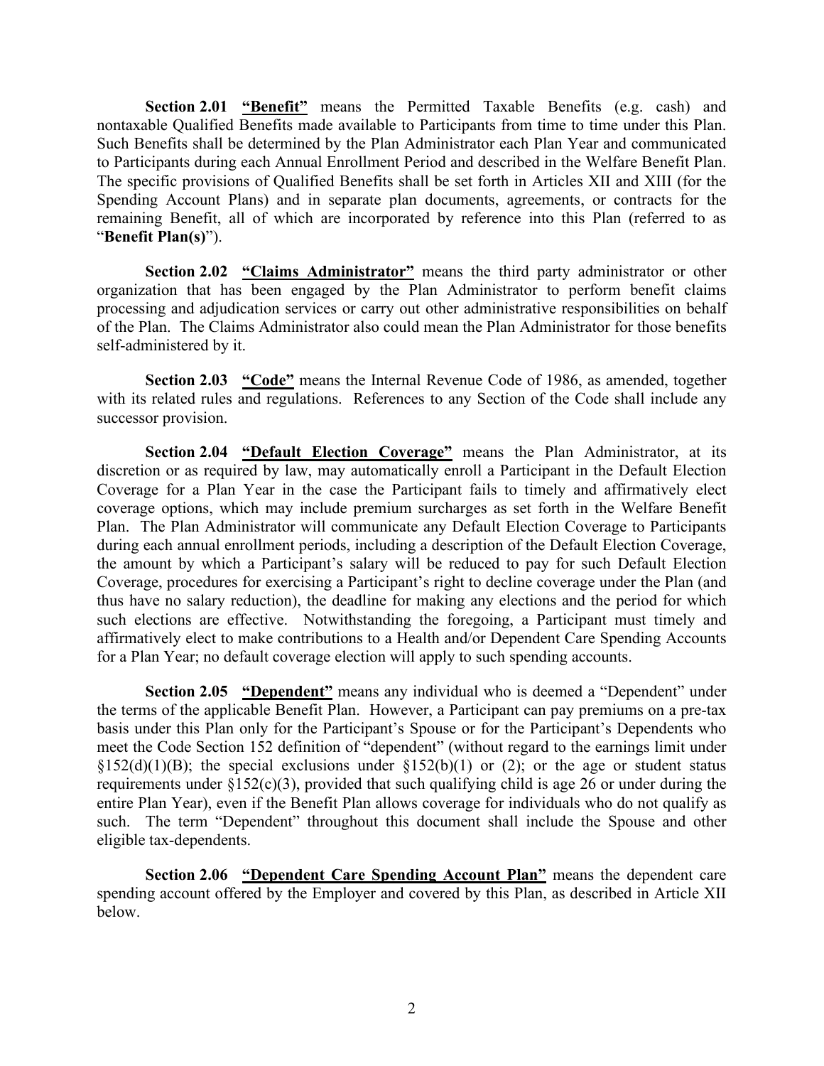**Section 2.01** **"Benefit"** means the Permitted Taxable Benefits (e.g. cash) and nontaxable Qualified Benefits made available to Participants from time to time under this Plan. Such Benefits shall be determined by the Plan Administrator each Plan Year and communicated to Participants during each Annual Enrollment Period and described in the Welfare Benefit Plan. The specific provisions of Qualified Benefits shall be set forth in Articles XII and XIII (for the Spending Account Plans) and in separate plan documents, agreements, or contracts for the remaining Benefit, all of which are incorporated by reference into this Plan (referred to as "**Benefit Plan(s)**").

**Section 2.02** **"Claims Administrator"** means the third party administrator or other organization that has been engaged by the Plan Administrator to perform benefit claims processing and adjudication services or carry out other administrative responsibilities on behalf of the Plan. The Claims Administrator also could mean the Plan Administrator for those benefits self-administered by it.

**Section 2.03** **"Code"** means the Internal Revenue Code of 1986, as amended, together with its related rules and regulations. References to any Section of the Code shall include any successor provision.

**Section 2.04** **"Default Election Coverage"** means the Plan Administrator, at its discretion or as required by law, may automatically enroll a Participant in the Default Election Coverage for a Plan Year in the case the Participant fails to timely and affirmatively elect coverage options, which may include premium surcharges as set forth in the Welfare Benefit Plan. The Plan Administrator will communicate any Default Election Coverage to Participants during each annual enrollment periods, including a description of the Default Election Coverage, the amount by which a Participant's salary will be reduced to pay for such Default Election Coverage, procedures for exercising a Participant's right to decline coverage under the Plan (and thus have no salary reduction), the deadline for making any elections and the period for which such elections are effective. Notwithstanding the foregoing, a Participant must timely and affirmatively elect to make contributions to a Health and/or Dependent Care Spending Accounts for a Plan Year; no default coverage election will apply to such spending accounts.

**Section 2.05** **"Dependent"** means any individual who is deemed a "Dependent" under the terms of the applicable Benefit Plan. However, a Participant can pay premiums on a pre-tax basis under this Plan only for the Participant's Spouse or for the Participant's Dependents who meet the Code Section 152 definition of "dependent" (without regard to the earnings limit under §152(d)(1)(B); the special exclusions under §152(b)(1) or (2); or the age or student status requirements under §152(c)(3), provided that such qualifying child is age 26 or under during the entire Plan Year), even if the Benefit Plan allows coverage for individuals who do not qualify as such. The term "Dependent" throughout this document shall include the Spouse and other eligible tax-dependents.

**Section 2.06** **"Dependent Care Spending Account Plan"** means the dependent care spending account offered by the Employer and covered by this Plan, as described in Article XII below.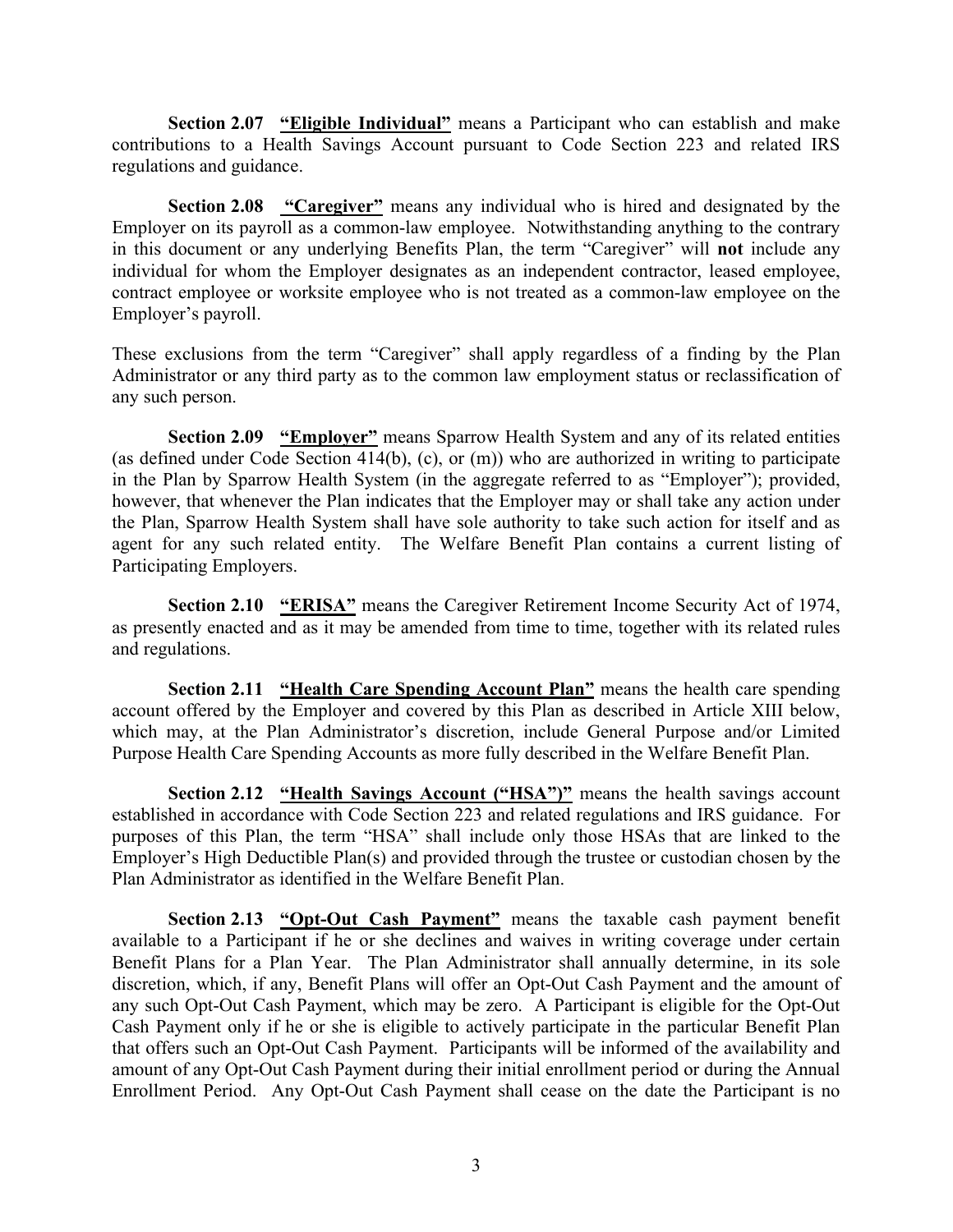**Section 2.07** **"Eligible Individual"** means a Participant who can establish and make contributions to a Health Savings Account pursuant to Code Section 223 and related IRS regulations and guidance.

**Section 2.08** **"Caregiver"** means any individual who is hired and designated by the Employer on its payroll as a common-law employee. Notwithstanding anything to the contrary in this document or any underlying Benefits Plan, the term "Caregiver" will **not** include any individual for whom the Employer designates as an independent contractor, leased employee, contract employee or worksite employee who is not treated as a common-law employee on the Employer's payroll.

These exclusions from the term "Caregiver" shall apply regardless of a finding by the Plan Administrator or any third party as to the common law employment status or reclassification of any such person.

**Section 2.09** **"Employer"** means Sparrow Health System and any of its related entities (as defined under Code Section 414(b), (c), or (m)) who are authorized in writing to participate in the Plan by Sparrow Health System (in the aggregate referred to as "Employer"); provided, however, that whenever the Plan indicates that the Employer may or shall take any action under the Plan, Sparrow Health System shall have sole authority to take such action for itself and as agent for any such related entity. The Welfare Benefit Plan contains a current listing of Participating Employers.

**Section 2.10** **"ERISA"** means the Caregiver Retirement Income Security Act of 1974, as presently enacted and as it may be amended from time to time, together with its related rules and regulations.

**Section 2.11** **"Health Care Spending Account Plan"** means the health care spending account offered by the Employer and covered by this Plan as described in Article XIII below, which may, at the Plan Administrator's discretion, include General Purpose and/or Limited Purpose Health Care Spending Accounts as more fully described in the Welfare Benefit Plan.

**Section 2.12** **"Health Savings Account ("HSA")"** means the health savings account established in accordance with Code Section 223 and related regulations and IRS guidance. For purposes of this Plan, the term "HSA" shall include only those HSAs that are linked to the Employer's High Deductible Plan(s) and provided through the trustee or custodian chosen by the Plan Administrator as identified in the Welfare Benefit Plan.

**Section 2.13** **"Opt-Out Cash Payment"** means the taxable cash payment benefit available to a Participant if he or she declines and waives in writing coverage under certain Benefit Plans for a Plan Year. The Plan Administrator shall annually determine, in its sole discretion, which, if any, Benefit Plans will offer an Opt-Out Cash Payment and the amount of any such Opt-Out Cash Payment, which may be zero. A Participant is eligible for the Opt-Out Cash Payment only if he or she is eligible to actively participate in the particular Benefit Plan that offers such an Opt-Out Cash Payment. Participants will be informed of the availability and amount of any Opt-Out Cash Payment during their initial enrollment period or during the Annual Enrollment Period. Any Opt-Out Cash Payment shall cease on the date the Participant is no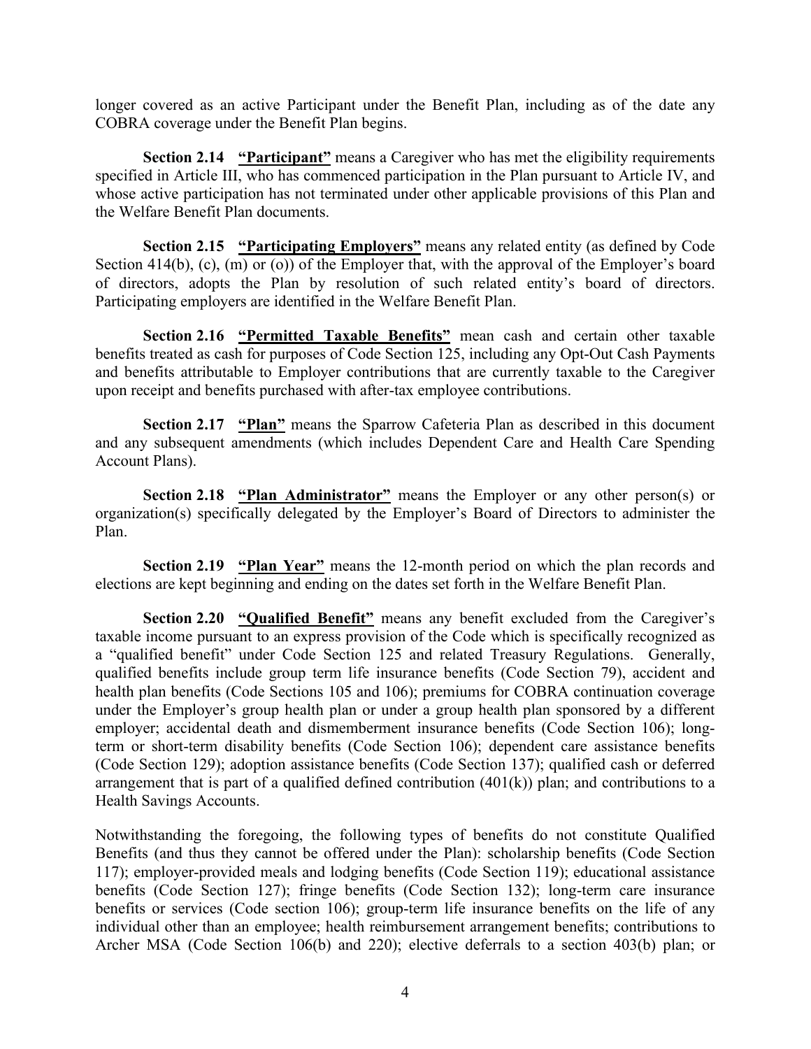longer covered as an active Participant under the Benefit Plan, including as of the date any COBRA coverage under the Benefit Plan begins.

**Section 2.14** **"Participant"** means a Caregiver who has met the eligibility requirements specified in Article III, who has commenced participation in the Plan pursuant to Article IV, and whose active participation has not terminated under other applicable provisions of this Plan and the Welfare Benefit Plan documents.

**Section 2.15** **"Participating Employers"** means any related entity (as defined by Code Section 414(b), (c), (m) or (o)) of the Employer that, with the approval of the Employer's board of directors, adopts the Plan by resolution of such related entity's board of directors. Participating employers are identified in the Welfare Benefit Plan.

**Section 2.16** **"Permitted Taxable Benefits"** mean cash and certain other taxable benefits treated as cash for purposes of Code Section 125, including any Opt-Out Cash Payments and benefits attributable to Employer contributions that are currently taxable to the Caregiver upon receipt and benefits purchased with after-tax employee contributions.

**Section 2.17** **"Plan"** means the Sparrow Cafeteria Plan as described in this document and any subsequent amendments (which includes Dependent Care and Health Care Spending Account Plans).

**Section 2.18** **"Plan Administrator"** means the Employer or any other person(s) or organization(s) specifically delegated by the Employer's Board of Directors to administer the Plan.

**Section 2.19** **"Plan Year"** means the 12-month period on which the plan records and elections are kept beginning and ending on the dates set forth in the Welfare Benefit Plan.

**Section 2.20** **"Qualified Benefit"** means any benefit excluded from the Caregiver's taxable income pursuant to an express provision of the Code which is specifically recognized as a "qualified benefit" under Code Section 125 and related Treasury Regulations. Generally, qualified benefits include group term life insurance benefits (Code Section 79), accident and health plan benefits (Code Sections 105 and 106); premiums for COBRA continuation coverage under the Employer's group health plan or under a group health plan sponsored by a different employer; accidental death and dismemberment insurance benefits (Code Section 106); long-term or short-term disability benefits (Code Section 106); dependent care assistance benefits (Code Section 129); adoption assistance benefits (Code Section 137); qualified cash or deferred arrangement that is part of a qualified defined contribution (401(k)) plan; and contributions to a Health Savings Accounts.

Notwithstanding the foregoing, the following types of benefits do not constitute Qualified Benefits (and thus they cannot be offered under the Plan): scholarship benefits (Code Section 117); employer-provided meals and lodging benefits (Code Section 119); educational assistance benefits (Code Section 127); fringe benefits (Code Section 132); long-term care insurance benefits or services (Code section 106); group-term life insurance benefits on the life of any individual other than an employee; health reimbursement arrangement benefits; contributions to Archer MSA (Code Section 106(b) and 220); elective deferrals to a section 403(b) plan; or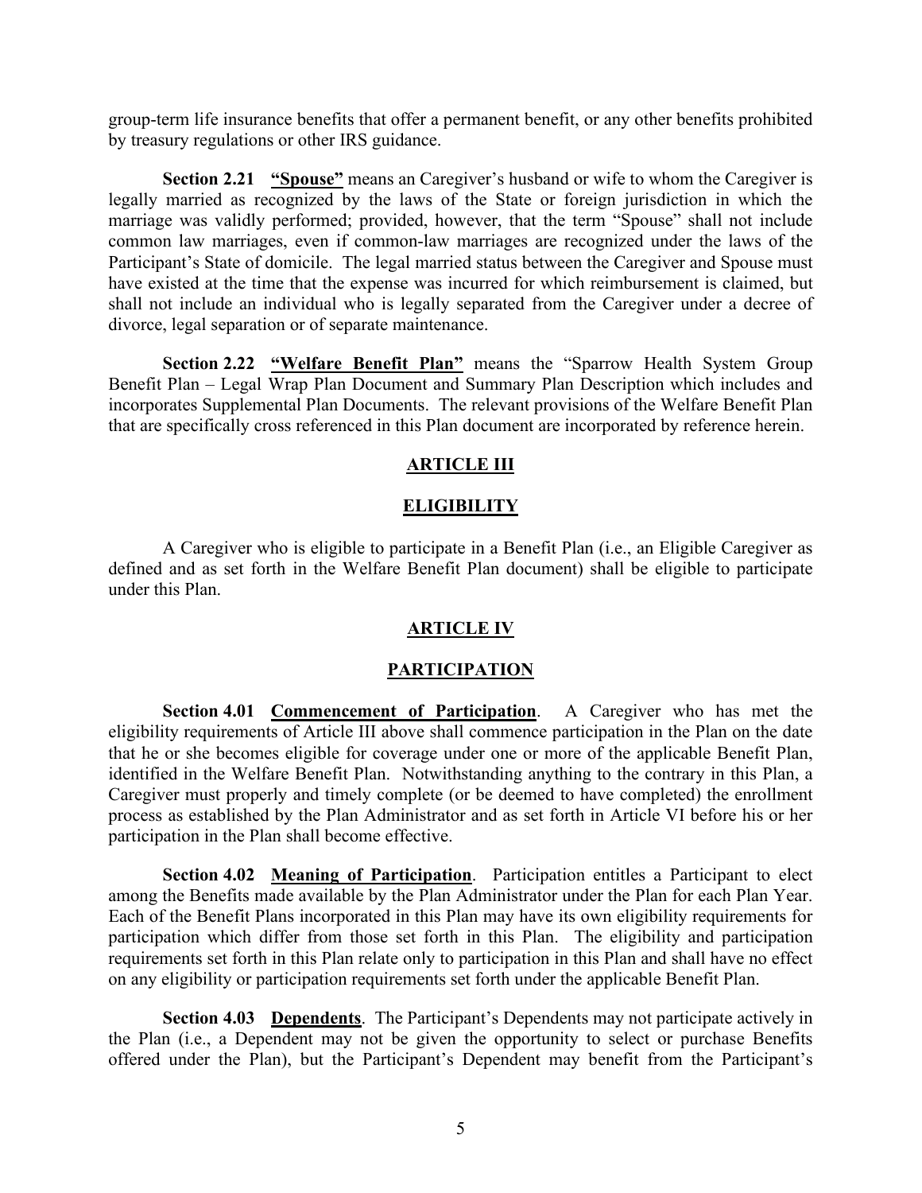group-term life insurance benefits that offer a permanent benefit, or any other benefits prohibited by treasury regulations or other IRS guidance.

**Section 2.21** **"Spouse"** means an Caregiver's husband or wife to whom the Caregiver is legally married as recognized by the laws of the State or foreign jurisdiction in which the marriage was validly performed; provided, however, that the term "Spouse" shall not include common law marriages, even if common-law marriages are recognized under the laws of the Participant's State of domicile. The legal married status between the Caregiver and Spouse must have existed at the time that the expense was incurred for which reimbursement is claimed, but shall not include an individual who is legally separated from the Caregiver under a decree of divorce, legal separation or of separate maintenance.

**Section 2.22** **"Welfare Benefit Plan"** means the "Sparrow Health System Group Benefit Plan – Legal Wrap Plan Document and Summary Plan Description which includes and incorporates Supplemental Plan Documents. The relevant provisions of the Welfare Benefit Plan that are specifically cross referenced in this Plan document are incorporated by reference herein.

## ARTICLE III

## ELIGIBILITY

A Caregiver who is eligible to participate in a Benefit Plan (i.e., an Eligible Caregiver as defined and as set forth in the Welfare Benefit Plan document) shall be eligible to participate under this Plan.

## ARTICLE IV

## PARTICIPATION

**Section 4.01** **Commencement of Participation**. A Caregiver who has met the eligibility requirements of Article III above shall commence participation in the Plan on the date that he or she becomes eligible for coverage under one or more of the applicable Benefit Plan, identified in the Welfare Benefit Plan. Notwithstanding anything to the contrary in this Plan, a Caregiver must properly and timely complete (or be deemed to have completed) the enrollment process as established by the Plan Administrator and as set forth in Article VI before his or her participation in the Plan shall become effective.

**Section 4.02** **Meaning of Participation**. Participation entitles a Participant to elect among the Benefits made available by the Plan Administrator under the Plan for each Plan Year. Each of the Benefit Plans incorporated in this Plan may have its own eligibility requirements for participation which differ from those set forth in this Plan. The eligibility and participation requirements set forth in this Plan relate only to participation in this Plan and shall have no effect on any eligibility or participation requirements set forth under the applicable Benefit Plan.

**Section 4.03** **Dependents**. The Participant's Dependents may not participate actively in the Plan (i.e., a Dependent may not be given the opportunity to select or purchase Benefits offered under the Plan), but the Participant's Dependent may benefit from the Participant's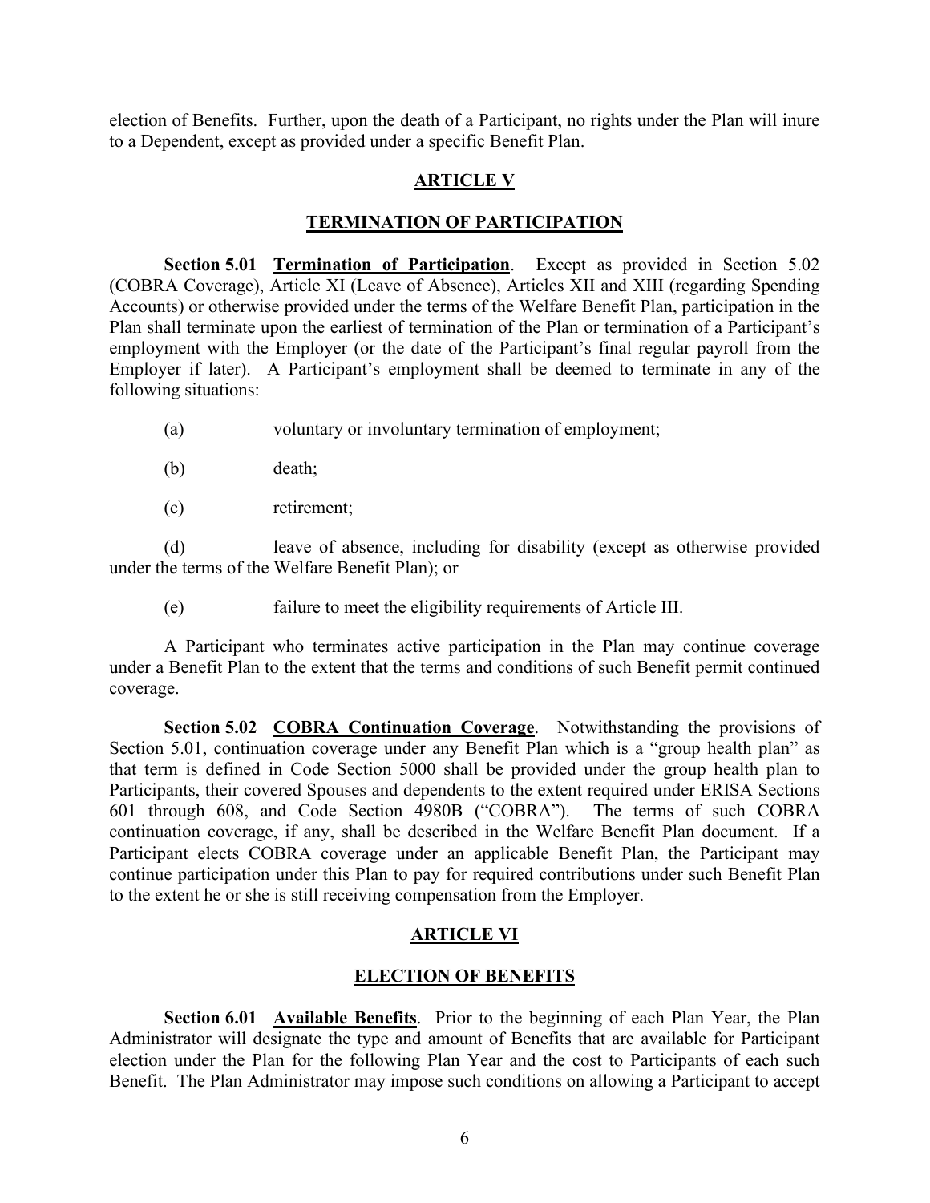election of Benefits. Further, upon the death of a Participant, no rights under the Plan will inure to a Dependent, except as provided under a specific Benefit Plan.

## ARTICLE V

## TERMINATION OF PARTICIPATION

**Section 5.01 Termination of Participation**. Except as provided in Section 5.02 (COBRA Coverage), Article XI (Leave of Absence), Articles XII and XIII (regarding Spending Accounts) or otherwise provided under the terms of the Welfare Benefit Plan, participation in the Plan shall terminate upon the earliest of termination of the Plan or termination of a Participant's employment with the Employer (or the date of the Participant's final regular payroll from the Employer if later). A Participant's employment shall be deemed to terminate in any of the following situations:

(a) voluntary or involuntary termination of employment;

(b) death;

(c) retirement;

(d) leave of absence, including for disability (except as otherwise provided under the terms of the Welfare Benefit Plan); or

(e) failure to meet the eligibility requirements of Article III.

A Participant who terminates active participation in the Plan may continue coverage under a Benefit Plan to the extent that the terms and conditions of such Benefit permit continued coverage.

**Section 5.02 COBRA Continuation Coverage**. Notwithstanding the provisions of Section 5.01, continuation coverage under any Benefit Plan which is a "group health plan" as that term is defined in Code Section 5000 shall be provided under the group health plan to Participants, their covered Spouses and dependents to the extent required under ERISA Sections 601 through 608, and Code Section 4980B ("COBRA"). The terms of such COBRA continuation coverage, if any, shall be described in the Welfare Benefit Plan document. If a Participant elects COBRA coverage under an applicable Benefit Plan, the Participant may continue participation under this Plan to pay for required contributions under such Benefit Plan to the extent he or she is still receiving compensation from the Employer.

## ARTICLE VI

## ELECTION OF BENEFITS

**Section 6.01 Available Benefits**. Prior to the beginning of each Plan Year, the Plan Administrator will designate the type and amount of Benefits that are available for Participant election under the Plan for the following Plan Year and the cost to Participants of each such Benefit. The Plan Administrator may impose such conditions on allowing a Participant to accept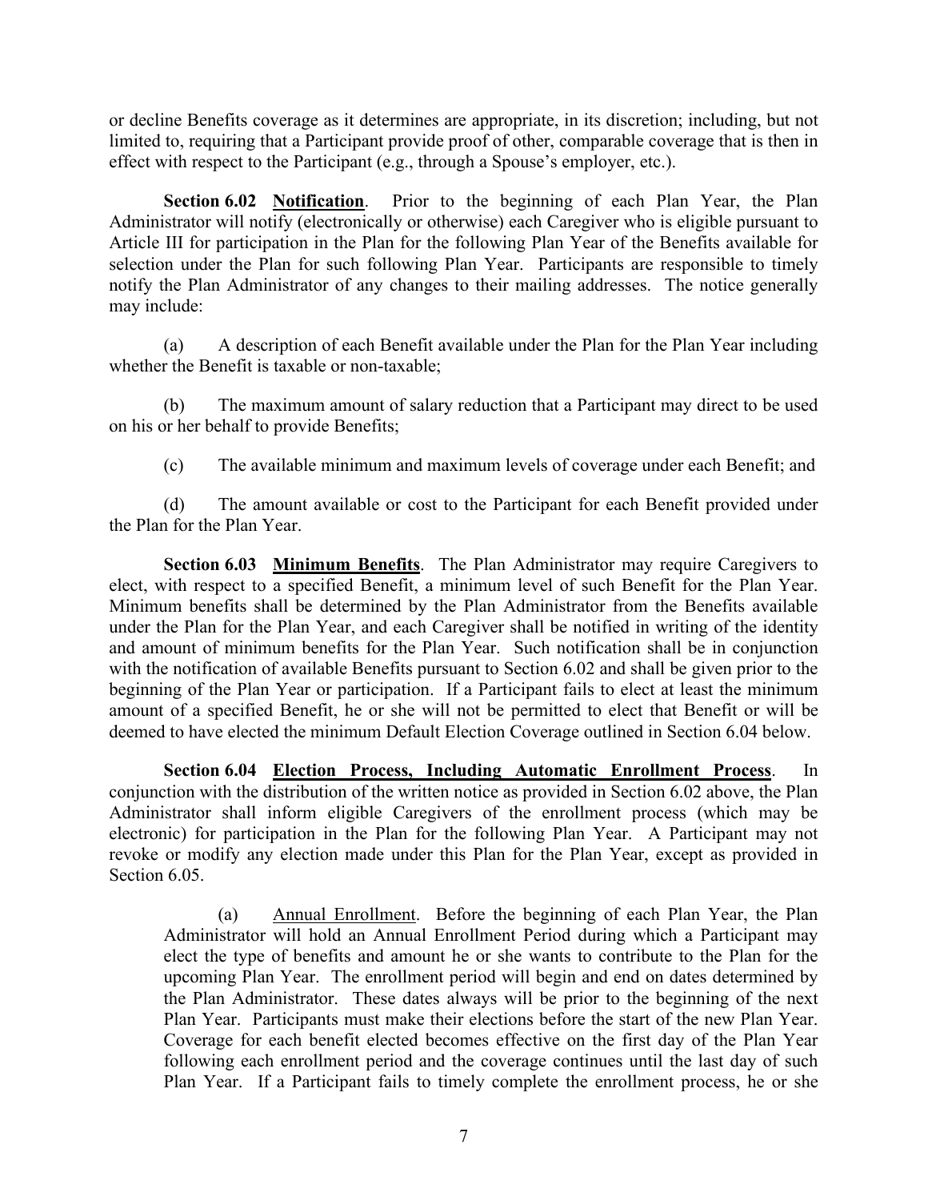or decline Benefits coverage as it determines are appropriate, in its discretion; including, but not limited to, requiring that a Participant provide proof of other, comparable coverage that is then in effect with respect to the Participant (e.g., through a Spouse's employer, etc.).

**Section 6.02 Notification**. Prior to the beginning of each Plan Year, the Plan Administrator will notify (electronically or otherwise) each Caregiver who is eligible pursuant to Article III for participation in the Plan for the following Plan Year of the Benefits available for selection under the Plan for such following Plan Year. Participants are responsible to timely notify the Plan Administrator of any changes to their mailing addresses. The notice generally may include:

(a) A description of each Benefit available under the Plan for the Plan Year including whether the Benefit is taxable or non-taxable;

(b) The maximum amount of salary reduction that a Participant may direct to be used on his or her behalf to provide Benefits;

(c) The available minimum and maximum levels of coverage under each Benefit; and

(d) The amount available or cost to the Participant for each Benefit provided under the Plan for the Plan Year.

**Section 6.03 Minimum Benefits**. The Plan Administrator may require Caregivers to elect, with respect to a specified Benefit, a minimum level of such Benefit for the Plan Year. Minimum benefits shall be determined by the Plan Administrator from the Benefits available under the Plan for the Plan Year, and each Caregiver shall be notified in writing of the identity and amount of minimum benefits for the Plan Year. Such notification shall be in conjunction with the notification of available Benefits pursuant to Section 6.02 and shall be given prior to the beginning of the Plan Year or participation. If a Participant fails to elect at least the minimum amount of a specified Benefit, he or she will not be permitted to elect that Benefit or will be deemed to have elected the minimum Default Election Coverage outlined in Section 6.04 below.

**Section 6.04 Election Process, Including Automatic Enrollment Process**. In conjunction with the distribution of the written notice as provided in Section 6.02 above, the Plan Administrator shall inform eligible Caregivers of the enrollment process (which may be electronic) for participation in the Plan for the following Plan Year. A Participant may not revoke or modify any election made under this Plan for the Plan Year, except as provided in Section 6.05.

(a) Annual Enrollment. Before the beginning of each Plan Year, the Plan Administrator will hold an Annual Enrollment Period during which a Participant may elect the type of benefits and amount he or she wants to contribute to the Plan for the upcoming Plan Year. The enrollment period will begin and end on dates determined by the Plan Administrator. These dates always will be prior to the beginning of the next Plan Year. Participants must make their elections before the start of the new Plan Year. Coverage for each benefit elected becomes effective on the first day of the Plan Year following each enrollment period and the coverage continues until the last day of such Plan Year. If a Participant fails to timely complete the enrollment process, he or she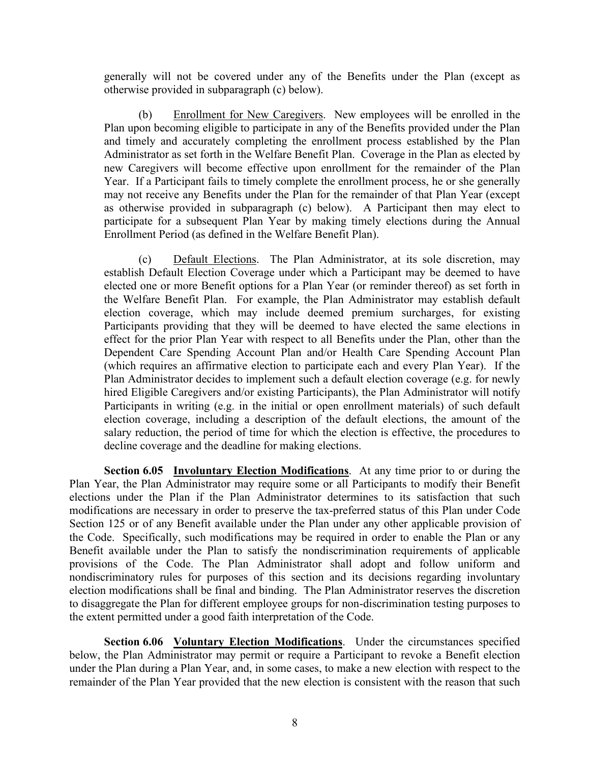generally will not be covered under any of the Benefits under the Plan (except as otherwise provided in subparagraph (c) below).

(b) Enrollment for New Caregivers. New employees will be enrolled in the Plan upon becoming eligible to participate in any of the Benefits provided under the Plan and timely and accurately completing the enrollment process established by the Plan Administrator as set forth in the Welfare Benefit Plan. Coverage in the Plan as elected by new Caregivers will become effective upon enrollment for the remainder of the Plan Year. If a Participant fails to timely complete the enrollment process, he or she generally may not receive any Benefits under the Plan for the remainder of that Plan Year (except as otherwise provided in subparagraph (c) below). A Participant then may elect to participate for a subsequent Plan Year by making timely elections during the Annual Enrollment Period (as defined in the Welfare Benefit Plan).

(c) Default Elections. The Plan Administrator, at its sole discretion, may establish Default Election Coverage under which a Participant may be deemed to have elected one or more Benefit options for a Plan Year (or reminder thereof) as set forth in the Welfare Benefit Plan. For example, the Plan Administrator may establish default election coverage, which may include deemed premium surcharges, for existing Participants providing that they will be deemed to have elected the same elections in effect for the prior Plan Year with respect to all Benefits under the Plan, other than the Dependent Care Spending Account Plan and/or Health Care Spending Account Plan (which requires an affirmative election to participate each and every Plan Year). If the Plan Administrator decides to implement such a default election coverage (e.g. for newly hired Eligible Caregivers and/or existing Participants), the Plan Administrator will notify Participants in writing (e.g. in the initial or open enrollment materials) of such default election coverage, including a description of the default elections, the amount of the salary reduction, the period of time for which the election is effective, the procedures to decline coverage and the deadline for making elections.

**Section 6.05 Involuntary Election Modifications**. At any time prior to or during the Plan Year, the Plan Administrator may require some or all Participants to modify their Benefit elections under the Plan if the Plan Administrator determines to its satisfaction that such modifications are necessary in order to preserve the tax-preferred status of this Plan under Code Section 125 or of any Benefit available under the Plan under any other applicable provision of the Code. Specifically, such modifications may be required in order to enable the Plan or any Benefit available under the Plan to satisfy the nondiscrimination requirements of applicable provisions of the Code. The Plan Administrator shall adopt and follow uniform and nondiscriminatory rules for purposes of this section and its decisions regarding involuntary election modifications shall be final and binding. The Plan Administrator reserves the discretion to disaggregate the Plan for different employee groups for non-discrimination testing purposes to the extent permitted under a good faith interpretation of the Code.

**Section 6.06 Voluntary Election Modifications**. Under the circumstances specified below, the Plan Administrator may permit or require a Participant to revoke a Benefit election under the Plan during a Plan Year, and, in some cases, to make a new election with respect to the remainder of the Plan Year provided that the new election is consistent with the reason that such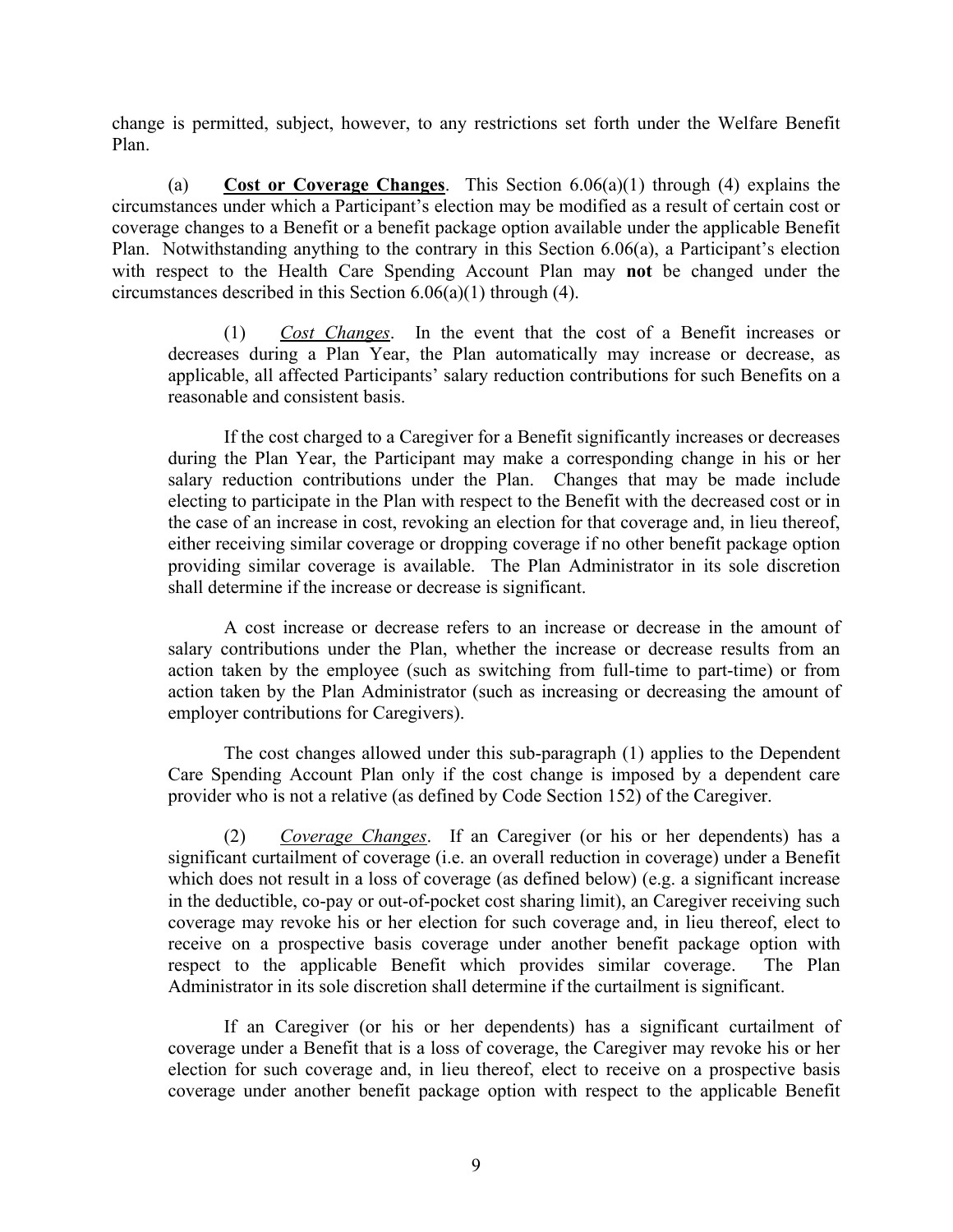change is permitted, subject, however, to any restrictions set forth under the Welfare Benefit Plan.

(a) **Cost or Coverage Changes**. This Section 6.06(a)(1) through (4) explains the circumstances under which a Participant's election may be modified as a result of certain cost or coverage changes to a Benefit or a benefit package option available under the applicable Benefit Plan. Notwithstanding anything to the contrary in this Section 6.06(a), a Participant's election with respect to the Health Care Spending Account Plan may **not** be changed under the circumstances described in this Section 6.06(a)(1) through (4).

(1) *Cost Changes*. In the event that the cost of a Benefit increases or decreases during a Plan Year, the Plan automatically may increase or decrease, as applicable, all affected Participants' salary reduction contributions for such Benefits on a reasonable and consistent basis.

If the cost charged to a Caregiver for a Benefit significantly increases or decreases during the Plan Year, the Participant may make a corresponding change in his or her salary reduction contributions under the Plan. Changes that may be made include electing to participate in the Plan with respect to the Benefit with the decreased cost or in the case of an increase in cost, revoking an election for that coverage and, in lieu thereof, either receiving similar coverage or dropping coverage if no other benefit package option providing similar coverage is available. The Plan Administrator in its sole discretion shall determine if the increase or decrease is significant.

A cost increase or decrease refers to an increase or decrease in the amount of salary contributions under the Plan, whether the increase or decrease results from an action taken by the employee (such as switching from full-time to part-time) or from action taken by the Plan Administrator (such as increasing or decreasing the amount of employer contributions for Caregivers).

The cost changes allowed under this sub-paragraph (1) applies to the Dependent Care Spending Account Plan only if the cost change is imposed by a dependent care provider who is not a relative (as defined by Code Section 152) of the Caregiver.

(2) *Coverage Changes*. If an Caregiver (or his or her dependents) has a significant curtailment of coverage (i.e. an overall reduction in coverage) under a Benefit which does not result in a loss of coverage (as defined below) (e.g. a significant increase in the deductible, co-pay or out-of-pocket cost sharing limit), an Caregiver receiving such coverage may revoke his or her election for such coverage and, in lieu thereof, elect to receive on a prospective basis coverage under another benefit package option with respect to the applicable Benefit which provides similar coverage. The Plan Administrator in its sole discretion shall determine if the curtailment is significant.

If an Caregiver (or his or her dependents) has a significant curtailment of coverage under a Benefit that is a loss of coverage, the Caregiver may revoke his or her election for such coverage and, in lieu thereof, elect to receive on a prospective basis coverage under another benefit package option with respect to the applicable Benefit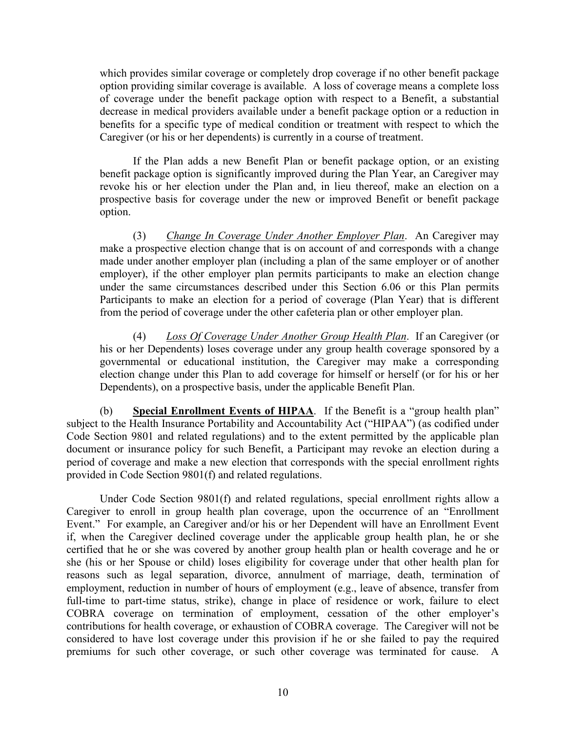which provides similar coverage or completely drop coverage if no other benefit package option providing similar coverage is available. A loss of coverage means a complete loss of coverage under the benefit package option with respect to a Benefit, a substantial decrease in medical providers available under a benefit package option or a reduction in benefits for a specific type of medical condition or treatment with respect to which the Caregiver (or his or her dependents) is currently in a course of treatment.

If the Plan adds a new Benefit Plan or benefit package option, or an existing benefit package option is significantly improved during the Plan Year, an Caregiver may revoke his or her election under the Plan and, in lieu thereof, make an election on a prospective basis for coverage under the new or improved Benefit or benefit package option.

(3) *Change In Coverage Under Another Employer Plan*. An Caregiver may make a prospective election change that is on account of and corresponds with a change made under another employer plan (including a plan of the same employer or of another employer), if the other employer plan permits participants to make an election change under the same circumstances described under this Section 6.06 or this Plan permits Participants to make an election for a period of coverage (Plan Year) that is different from the period of coverage under the other cafeteria plan or other employer plan.

(4) *Loss Of Coverage Under Another Group Health Plan*. If an Caregiver (or his or her Dependents) loses coverage under any group health coverage sponsored by a governmental or educational institution, the Caregiver may make a corresponding election change under this Plan to add coverage for himself or herself (or for his or her Dependents), on a prospective basis, under the applicable Benefit Plan.

(b) **Special Enrollment Events of HIPAA**. If the Benefit is a "group health plan" subject to the Health Insurance Portability and Accountability Act ("HIPAA") (as codified under Code Section 9801 and related regulations) and to the extent permitted by the applicable plan document or insurance policy for such Benefit, a Participant may revoke an election during a period of coverage and make a new election that corresponds with the special enrollment rights provided in Code Section 9801(f) and related regulations.

Under Code Section 9801(f) and related regulations, special enrollment rights allow a Caregiver to enroll in group health plan coverage, upon the occurrence of an "Enrollment Event." For example, an Caregiver and/or his or her Dependent will have an Enrollment Event if, when the Caregiver declined coverage under the applicable group health plan, he or she certified that he or she was covered by another group health plan or health coverage and he or she (his or her Spouse or child) loses eligibility for coverage under that other health plan for reasons such as legal separation, divorce, annulment of marriage, death, termination of employment, reduction in number of hours of employment (e.g., leave of absence, transfer from full-time to part-time status, strike), change in place of residence or work, failure to elect COBRA coverage on termination of employment, cessation of the other employer's contributions for health coverage, or exhaustion of COBRA coverage. The Caregiver will not be considered to have lost coverage under this provision if he or she failed to pay the required premiums for such other coverage, or such other coverage was terminated for cause. A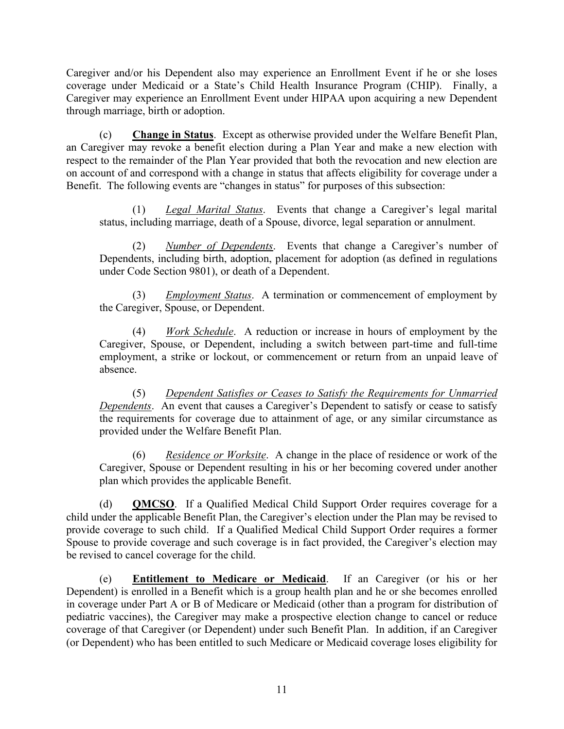Caregiver and/or his Dependent also may experience an Enrollment Event if he or she loses coverage under Medicaid or a State's Child Health Insurance Program (CHIP). Finally, a Caregiver may experience an Enrollment Event under HIPAA upon acquiring a new Dependent through marriage, birth or adoption.

(c) **Change in Status**. Except as otherwise provided under the Welfare Benefit Plan, an Caregiver may revoke a benefit election during a Plan Year and make a new election with respect to the remainder of the Plan Year provided that both the revocation and new election are on account of and correspond with a change in status that affects eligibility for coverage under a Benefit. The following events are "changes in status" for purposes of this subsection:

(1) *Legal Marital Status*. Events that change a Caregiver's legal marital status, including marriage, death of a Spouse, divorce, legal separation or annulment.

(2) *Number of Dependents*. Events that change a Caregiver's number of Dependents, including birth, adoption, placement for adoption (as defined in regulations under Code Section 9801), or death of a Dependent.

(3) *Employment Status*. A termination or commencement of employment by the Caregiver, Spouse, or Dependent.

(4) *Work Schedule*. A reduction or increase in hours of employment by the Caregiver, Spouse, or Dependent, including a switch between part-time and full-time employment, a strike or lockout, or commencement or return from an unpaid leave of absence.

(5) *Dependent Satisfies or Ceases to Satisfy the Requirements for Unmarried Dependents*. An event that causes a Caregiver's Dependent to satisfy or cease to satisfy the requirements for coverage due to attainment of age, or any similar circumstance as provided under the Welfare Benefit Plan.

(6) *Residence or Worksite*. A change in the place of residence or work of the Caregiver, Spouse or Dependent resulting in his or her becoming covered under another plan which provides the applicable Benefit.

(d) **QMCSO**. If a Qualified Medical Child Support Order requires coverage for a child under the applicable Benefit Plan, the Caregiver's election under the Plan may be revised to provide coverage to such child. If a Qualified Medical Child Support Order requires a former Spouse to provide coverage and such coverage is in fact provided, the Caregiver's election may be revised to cancel coverage for the child.

(e) **Entitlement to Medicare or Medicaid**. If an Caregiver (or his or her Dependent) is enrolled in a Benefit which is a group health plan and he or she becomes enrolled in coverage under Part A or B of Medicare or Medicaid (other than a program for distribution of pediatric vaccines), the Caregiver may make a prospective election change to cancel or reduce coverage of that Caregiver (or Dependent) under such Benefit Plan. In addition, if an Caregiver (or Dependent) who has been entitled to such Medicare or Medicaid coverage loses eligibility for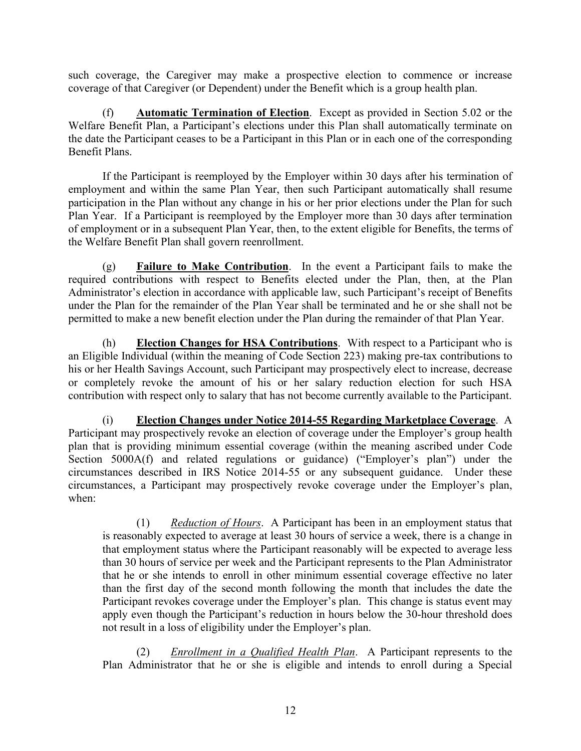such coverage, the Caregiver may make a prospective election to commence or increase coverage of that Caregiver (or Dependent) under the Benefit which is a group health plan.

(f) **Automatic Termination of Election**. Except as provided in Section 5.02 or the Welfare Benefit Plan, a Participant's elections under this Plan shall automatically terminate on the date the Participant ceases to be a Participant in this Plan or in each one of the corresponding Benefit Plans.

If the Participant is reemployed by the Employer within 30 days after his termination of employment and within the same Plan Year, then such Participant automatically shall resume participation in the Plan without any change in his or her prior elections under the Plan for such Plan Year. If a Participant is reemployed by the Employer more than 30 days after termination of employment or in a subsequent Plan Year, then, to the extent eligible for Benefits, the terms of the Welfare Benefit Plan shall govern reenrollment.

(g) **Failure to Make Contribution**. In the event a Participant fails to make the required contributions with respect to Benefits elected under the Plan, then, at the Plan Administrator's election in accordance with applicable law, such Participant's receipt of Benefits under the Plan for the remainder of the Plan Year shall be terminated and he or she shall not be permitted to make a new benefit election under the Plan during the remainder of that Plan Year.

(h) **Election Changes for HSA Contributions**. With respect to a Participant who is an Eligible Individual (within the meaning of Code Section 223) making pre-tax contributions to his or her Health Savings Account, such Participant may prospectively elect to increase, decrease or completely revoke the amount of his or her salary reduction election for such HSA contribution with respect only to salary that has not become currently available to the Participant.

(i) **Election Changes under Notice 2014-55 Regarding Marketplace Coverage**. A Participant may prospectively revoke an election of coverage under the Employer's group health plan that is providing minimum essential coverage (within the meaning ascribed under Code Section 5000A(f) and related regulations or guidance) ("Employer's plan") under the circumstances described in IRS Notice 2014-55 or any subsequent guidance. Under these circumstances, a Participant may prospectively revoke coverage under the Employer's plan, when:

(1) *Reduction of Hours*. A Participant has been in an employment status that is reasonably expected to average at least 30 hours of service a week, there is a change in that employment status where the Participant reasonably will be expected to average less than 30 hours of service per week and the Participant represents to the Plan Administrator that he or she intends to enroll in other minimum essential coverage effective no later than the first day of the second month following the month that includes the date the Participant revokes coverage under the Employer's plan. This change is status event may apply even though the Participant's reduction in hours below the 30-hour threshold does not result in a loss of eligibility under the Employer's plan.

(2) *Enrollment in a Qualified Health Plan*. A Participant represents to the Plan Administrator that he or she is eligible and intends to enroll during a Special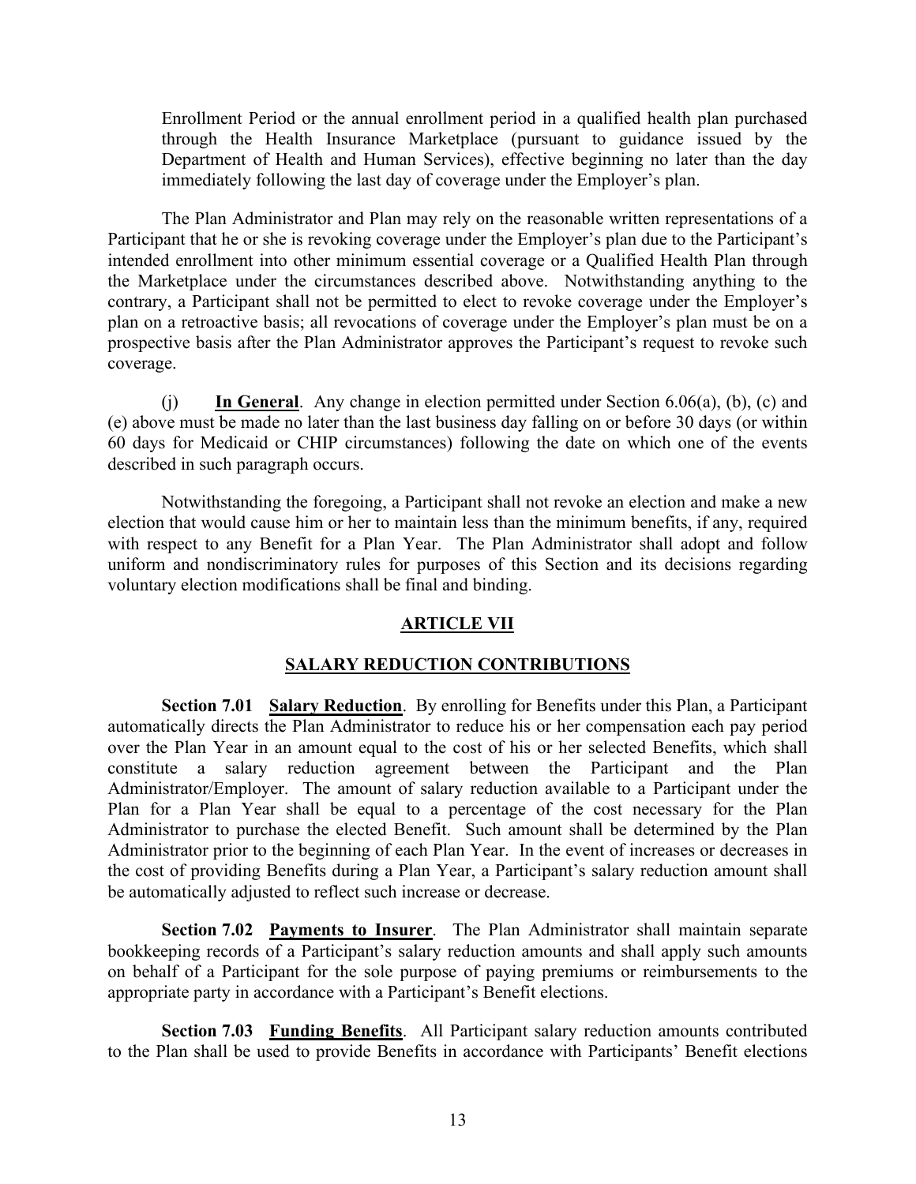Enrollment Period or the annual enrollment period in a qualified health plan purchased through the Health Insurance Marketplace (pursuant to guidance issued by the Department of Health and Human Services), effective beginning no later than the day immediately following the last day of coverage under the Employer's plan.

The Plan Administrator and Plan may rely on the reasonable written representations of a Participant that he or she is revoking coverage under the Employer's plan due to the Participant's intended enrollment into other minimum essential coverage or a Qualified Health Plan through the Marketplace under the circumstances described above. Notwithstanding anything to the contrary, a Participant shall not be permitted to elect to revoke coverage under the Employer's plan on a retroactive basis; all revocations of coverage under the Employer's plan must be on a prospective basis after the Plan Administrator approves the Participant's request to revoke such coverage.

(j) **In General**. Any change in election permitted under Section 6.06(a), (b), (c) and (e) above must be made no later than the last business day falling on or before 30 days (or within 60 days for Medicaid or CHIP circumstances) following the date on which one of the events described in such paragraph occurs.

Notwithstanding the foregoing, a Participant shall not revoke an election and make a new election that would cause him or her to maintain less than the minimum benefits, if any, required with respect to any Benefit for a Plan Year. The Plan Administrator shall adopt and follow uniform and nondiscriminatory rules for purposes of this Section and its decisions regarding voluntary election modifications shall be final and binding.

## ARTICLE VII

## SALARY REDUCTION CONTRIBUTIONS

**Section 7.01 Salary Reduction**. By enrolling for Benefits under this Plan, a Participant automatically directs the Plan Administrator to reduce his or her compensation each pay period over the Plan Year in an amount equal to the cost of his or her selected Benefits, which shall constitute a salary reduction agreement between the Participant and the Plan Administrator/Employer. The amount of salary reduction available to a Participant under the Plan for a Plan Year shall be equal to a percentage of the cost necessary for the Plan Administrator to purchase the elected Benefit. Such amount shall be determined by the Plan Administrator prior to the beginning of each Plan Year. In the event of increases or decreases in the cost of providing Benefits during a Plan Year, a Participant's salary reduction amount shall be automatically adjusted to reflect such increase or decrease.

**Section 7.02 Payments to Insurer**. The Plan Administrator shall maintain separate bookkeeping records of a Participant's salary reduction amounts and shall apply such amounts on behalf of a Participant for the sole purpose of paying premiums or reimbursements to the appropriate party in accordance with a Participant's Benefit elections.

**Section 7.03 Funding Benefits**. All Participant salary reduction amounts contributed to the Plan shall be used to provide Benefits in accordance with Participants' Benefit elections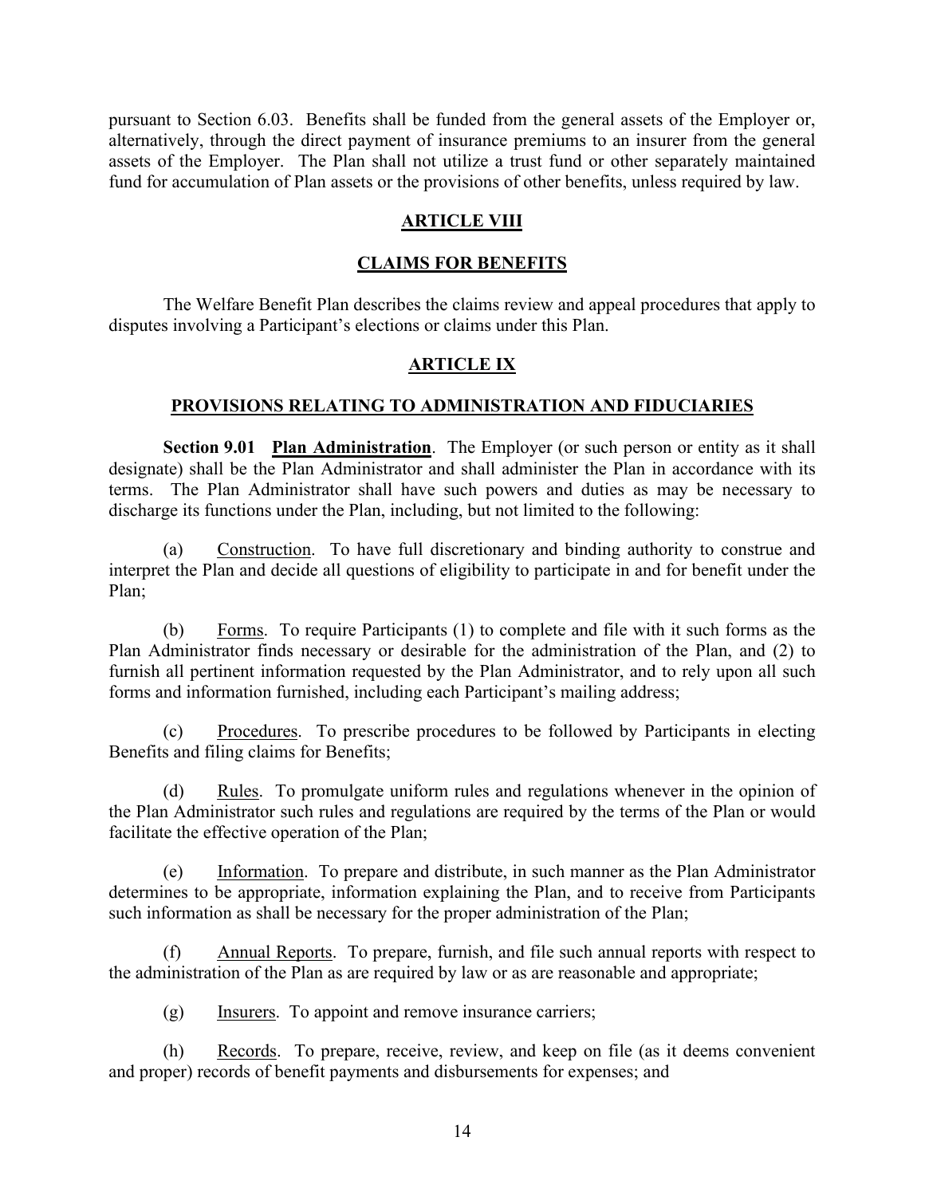pursuant to Section 6.03. Benefits shall be funded from the general assets of the Employer or, alternatively, through the direct payment of insurance premiums to an insurer from the general assets of the Employer. The Plan shall not utilize a trust fund or other separately maintained fund for accumulation of Plan assets or the provisions of other benefits, unless required by law.

## ARTICLE VIII

## CLAIMS FOR BENEFITS

The Welfare Benefit Plan describes the claims review and appeal procedures that apply to disputes involving a Participant's elections or claims under this Plan.

## ARTICLE IX

## PROVISIONS RELATING TO ADMINISTRATION AND FIDUCIARIES

**Section 9.01 Plan Administration**. The Employer (or such person or entity as it shall designate) shall be the Plan Administrator and shall administer the Plan in accordance with its terms. The Plan Administrator shall have such powers and duties as may be necessary to discharge its functions under the Plan, including, but not limited to the following:

(a) Construction. To have full discretionary and binding authority to construe and interpret the Plan and decide all questions of eligibility to participate in and for benefit under the Plan;

(b) Forms. To require Participants (1) to complete and file with it such forms as the Plan Administrator finds necessary or desirable for the administration of the Plan, and (2) to furnish all pertinent information requested by the Plan Administrator, and to rely upon all such forms and information furnished, including each Participant's mailing address;

(c) Procedures. To prescribe procedures to be followed by Participants in electing Benefits and filing claims for Benefits;

(d) Rules. To promulgate uniform rules and regulations whenever in the opinion of the Plan Administrator such rules and regulations are required by the terms of the Plan or would facilitate the effective operation of the Plan;

(e) Information. To prepare and distribute, in such manner as the Plan Administrator determines to be appropriate, information explaining the Plan, and to receive from Participants such information as shall be necessary for the proper administration of the Plan;

(f) Annual Reports. To prepare, furnish, and file such annual reports with respect to the administration of the Plan as are required by law or as are reasonable and appropriate;

(g) Insurers. To appoint and remove insurance carriers;

(h) Records. To prepare, receive, review, and keep on file (as it deems convenient and proper) records of benefit payments and disbursements for expenses; and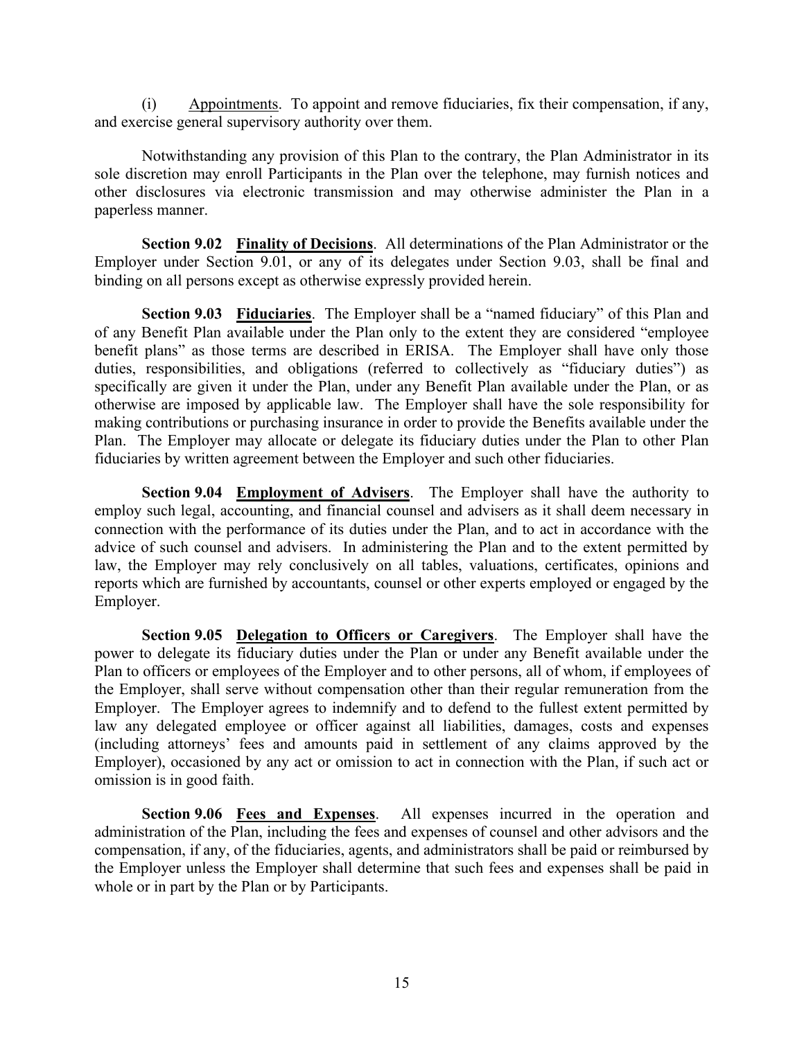(i) Appointments. To appoint and remove fiduciaries, fix their compensation, if any, and exercise general supervisory authority over them.

Notwithstanding any provision of this Plan to the contrary, the Plan Administrator in its sole discretion may enroll Participants in the Plan over the telephone, may furnish notices and other disclosures via electronic transmission and may otherwise administer the Plan in a paperless manner.

**Section 9.02 Finality of Decisions**. All determinations of the Plan Administrator or the Employer under Section 9.01, or any of its delegates under Section 9.03, shall be final and binding on all persons except as otherwise expressly provided herein.

**Section 9.03 Fiduciaries**. The Employer shall be a "named fiduciary" of this Plan and of any Benefit Plan available under the Plan only to the extent they are considered "employee benefit plans" as those terms are described in ERISA. The Employer shall have only those duties, responsibilities, and obligations (referred to collectively as "fiduciary duties") as specifically are given it under the Plan, under any Benefit Plan available under the Plan, or as otherwise are imposed by applicable law. The Employer shall have the sole responsibility for making contributions or purchasing insurance in order to provide the Benefits available under the Plan. The Employer may allocate or delegate its fiduciary duties under the Plan to other Plan fiduciaries by written agreement between the Employer and such other fiduciaries.

**Section 9.04 Employment of Advisers**. The Employer shall have the authority to employ such legal, accounting, and financial counsel and advisers as it shall deem necessary in connection with the performance of its duties under the Plan, and to act in accordance with the advice of such counsel and advisers. In administering the Plan and to the extent permitted by law, the Employer may rely conclusively on all tables, valuations, certificates, opinions and reports which are furnished by accountants, counsel or other experts employed or engaged by the Employer.

**Section 9.05 Delegation to Officers or Caregivers**. The Employer shall have the power to delegate its fiduciary duties under the Plan or under any Benefit available under the Plan to officers or employees of the Employer and to other persons, all of whom, if employees of the Employer, shall serve without compensation other than their regular remuneration from the Employer. The Employer agrees to indemnify and to defend to the fullest extent permitted by law any delegated employee or officer against all liabilities, damages, costs and expenses (including attorneys' fees and amounts paid in settlement of any claims approved by the Employer), occasioned by any act or omission to act in connection with the Plan, if such act or omission is in good faith.

**Section 9.06 Fees and Expenses**. All expenses incurred in the operation and administration of the Plan, including the fees and expenses of counsel and other advisors and the compensation, if any, of the fiduciaries, agents, and administrators shall be paid or reimbursed by the Employer unless the Employer shall determine that such fees and expenses shall be paid in whole or in part by the Plan or by Participants.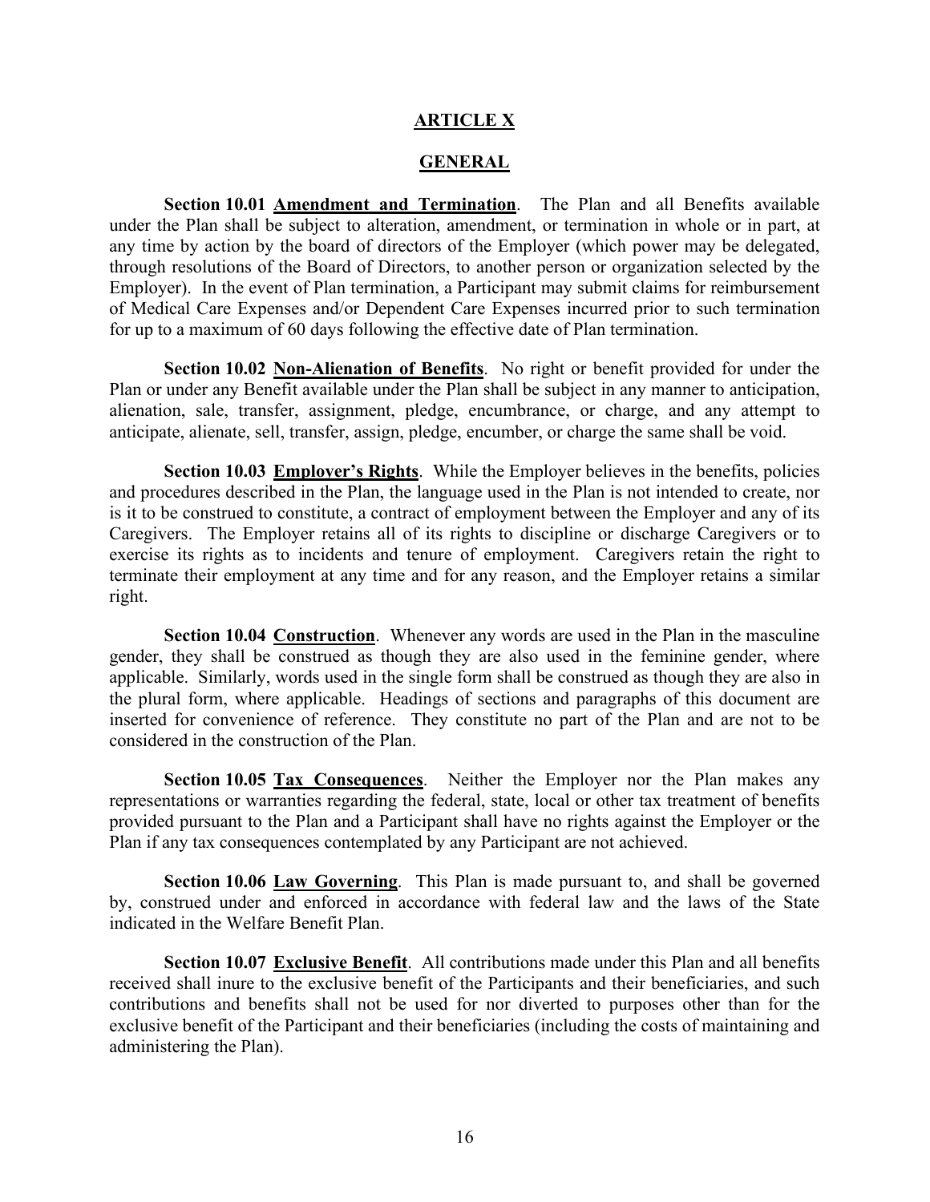# ARTICLE X

## GENERAL

**Section 10.01 Amendment and Termination**. The Plan and all Benefits available under the Plan shall be subject to alteration, amendment, or termination in whole or in part, at any time by action by the board of directors of the Employer (which power may be delegated, through resolutions of the Board of Directors, to another person or organization selected by the Employer). In the event of Plan termination, a Participant may submit claims for reimbursement of Medical Care Expenses and/or Dependent Care Expenses incurred prior to such termination for up to a maximum of 60 days following the effective date of Plan termination.

**Section 10.02 Non-Alienation of Benefits**. No right or benefit provided for under the Plan or under any Benefit available under the Plan shall be subject in any manner to anticipation, alienation, sale, transfer, assignment, pledge, encumbrance, or charge, and any attempt to anticipate, alienate, sell, transfer, assign, pledge, encumber, or charge the same shall be void.

**Section 10.03 Employer's Rights**. While the Employer believes in the benefits, policies and procedures described in the Plan, the language used in the Plan is not intended to create, nor is it to be construed to constitute, a contract of employment between the Employer and any of its Caregivers. The Employer retains all of its rights to discipline or discharge Caregivers or to exercise its rights as to incidents and tenure of employment. Caregivers retain the right to terminate their employment at any time and for any reason, and the Employer retains a similar right.

**Section 10.04 Construction**. Whenever any words are used in the Plan in the masculine gender, they shall be construed as though they are also used in the feminine gender, where applicable. Similarly, words used in the single form shall be construed as though they are also in the plural form, where applicable. Headings of sections and paragraphs of this document are inserted for convenience of reference. They constitute no part of the Plan and are not to be considered in the construction of the Plan.

**Section 10.05 Tax Consequences**. Neither the Employer nor the Plan makes any representations or warranties regarding the federal, state, local or other tax treatment of benefits provided pursuant to the Plan and a Participant shall have no rights against the Employer or the Plan if any tax consequences contemplated by any Participant are not achieved.

**Section 10.06 Law Governing**. This Plan is made pursuant to, and shall be governed by, construed under and enforced in accordance with federal law and the laws of the State indicated in the Welfare Benefit Plan.

**Section 10.07 Exclusive Benefit**. All contributions made under this Plan and all benefits received shall inure to the exclusive benefit of the Participants and their beneficiaries, and such contributions and benefits shall not be used for nor diverted to purposes other than for the exclusive benefit of the Participant and their beneficiaries (including the costs of maintaining and administering the Plan).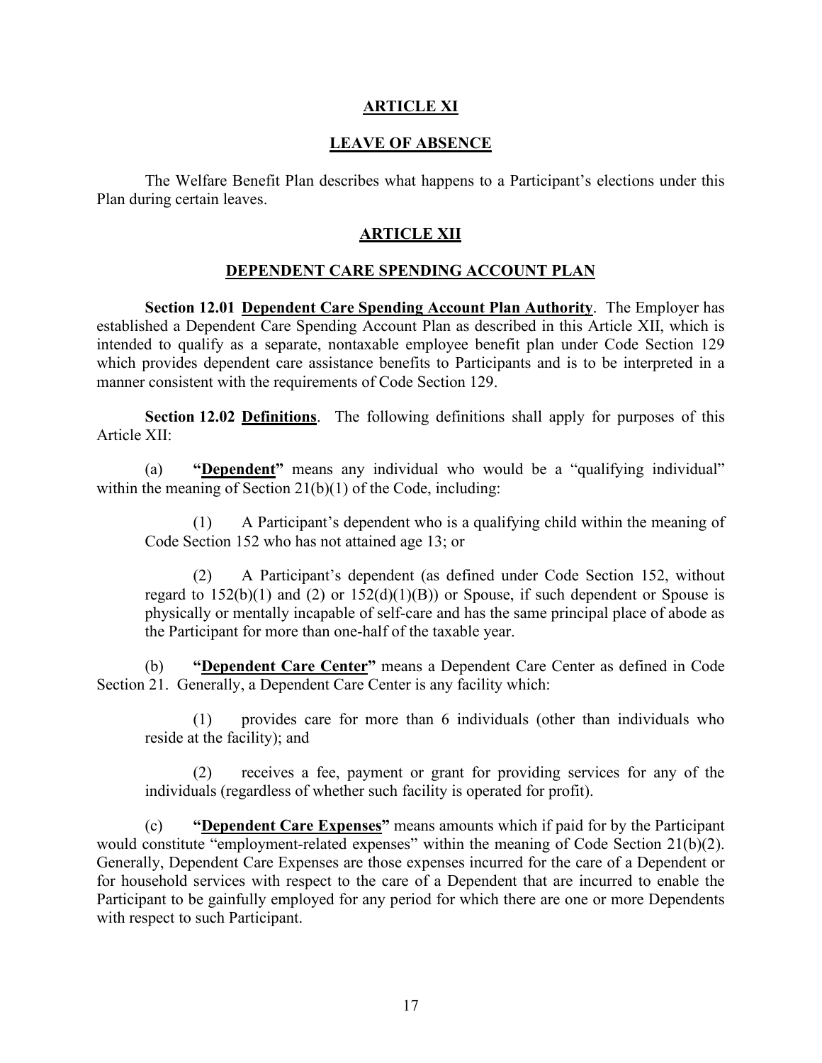## ARTICLE XI

## LEAVE OF ABSENCE

The Welfare Benefit Plan describes what happens to a Participant's elections under this Plan during certain leaves.

## ARTICLE XII

## DEPENDENT CARE SPENDING ACCOUNT PLAN

**Section 12.01 Dependent Care Spending Account Plan Authority**. The Employer has established a Dependent Care Spending Account Plan as described in this Article XII, which is intended to qualify as a separate, nontaxable employee benefit plan under Code Section 129 which provides dependent care assistance benefits to Participants and is to be interpreted in a manner consistent with the requirements of Code Section 129.

**Section 12.02 Definitions**. The following definitions shall apply for purposes of this Article XII:

(a) **"Dependent"** means any individual who would be a "qualifying individual" within the meaning of Section 21(b)(1) of the Code, including:

(1) A Participant's dependent who is a qualifying child within the meaning of Code Section 152 who has not attained age 13; or

(2) A Participant's dependent (as defined under Code Section 152, without regard to 152(b)(1) and (2) or 152(d)(1)(B)) or Spouse, if such dependent or Spouse is physically or mentally incapable of self-care and has the same principal place of abode as the Participant for more than one-half of the taxable year.

(b) **"Dependent Care Center"** means a Dependent Care Center as defined in Code Section 21. Generally, a Dependent Care Center is any facility which:

(1) provides care for more than 6 individuals (other than individuals who reside at the facility); and

(2) receives a fee, payment or grant for providing services for any of the individuals (regardless of whether such facility is operated for profit).

(c) **"Dependent Care Expenses"** means amounts which if paid for by the Participant would constitute "employment-related expenses" within the meaning of Code Section 21(b)(2). Generally, Dependent Care Expenses are those expenses incurred for the care of a Dependent or for household services with respect to the care of a Dependent that are incurred to enable the Participant to be gainfully employed for any period for which there are one or more Dependents with respect to such Participant.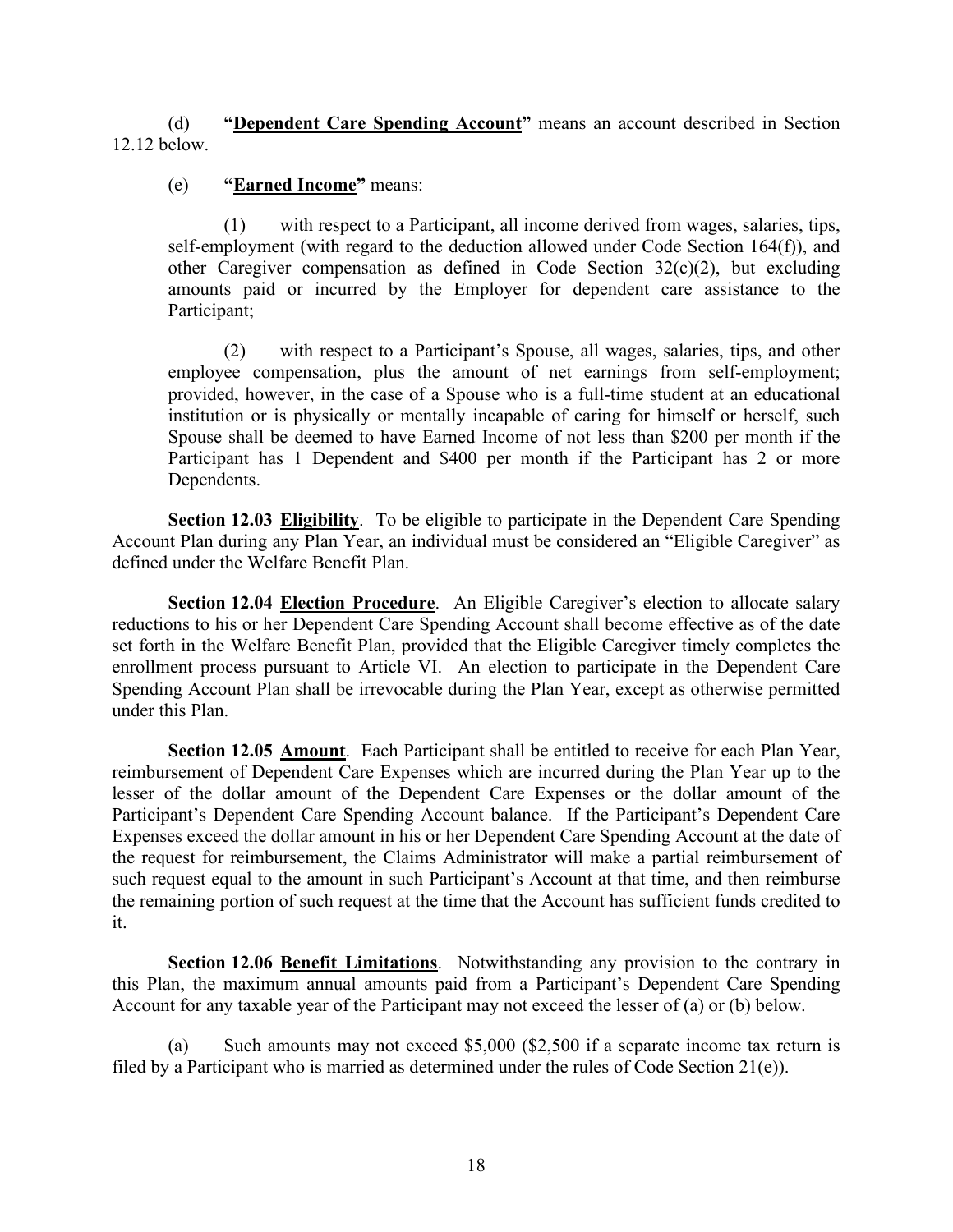(d) **"<u>Dependent Care Spending Account</u>"** means an account described in Section 12.12 below.

(e) **"<u>Earned Income</u>"** means:

> (1) with respect to a Participant, all income derived from wages, salaries, tips, self-employment (with regard to the deduction allowed under Code Section 164(f)), and other Caregiver compensation as defined in Code Section 32(c)(2), but excluding amounts paid or incurred by the Employer for dependent care assistance to the Participant;
>
> (2) with respect to a Participant's Spouse, all wages, salaries, tips, and other employee compensation, plus the amount of net earnings from self-employment; provided, however, in the case of a Spouse who is a full-time student at an educational institution or is physically or mentally incapable of caring for himself or herself, such Spouse shall be deemed to have Earned Income of not less than \$200 per month if the Participant has 1 Dependent and \$400 per month if the Participant has 2 or more Dependents.

**Section 12.03 <u>Eligibility</u>**. To be eligible to participate in the Dependent Care Spending Account Plan during any Plan Year, an individual must be considered an "Eligible Caregiver" as defined under the Welfare Benefit Plan.

**Section 12.04 <u>Election Procedure</u>**. An Eligible Caregiver's election to allocate salary reductions to his or her Dependent Care Spending Account shall become effective as of the date set forth in the Welfare Benefit Plan, provided that the Eligible Caregiver timely completes the enrollment process pursuant to Article VI. An election to participate in the Dependent Care Spending Account Plan shall be irrevocable during the Plan Year, except as otherwise permitted under this Plan.

**Section 12.05 <u>Amount</u>**. Each Participant shall be entitled to receive for each Plan Year, reimbursement of Dependent Care Expenses which are incurred during the Plan Year up to the lesser of the dollar amount of the Dependent Care Expenses or the dollar amount of the Participant's Dependent Care Spending Account balance. If the Participant's Dependent Care Expenses exceed the dollar amount in his or her Dependent Care Spending Account at the date of the request for reimbursement, the Claims Administrator will make a partial reimbursement of such request equal to the amount in such Participant's Account at that time, and then reimburse the remaining portion of such request at the time that the Account has sufficient funds credited to it.

**Section 12.06 <u>Benefit Limitations</u>**. Notwithstanding any provision to the contrary in this Plan, the maximum annual amounts paid from a Participant's Dependent Care Spending Account for any taxable year of the Participant may not exceed the lesser of (a) or (b) below.

(a) Such amounts may not exceed \$5,000 (\$2,500 if a separate income tax return is filed by a Participant who is married as determined under the rules of Code Section 21(e)).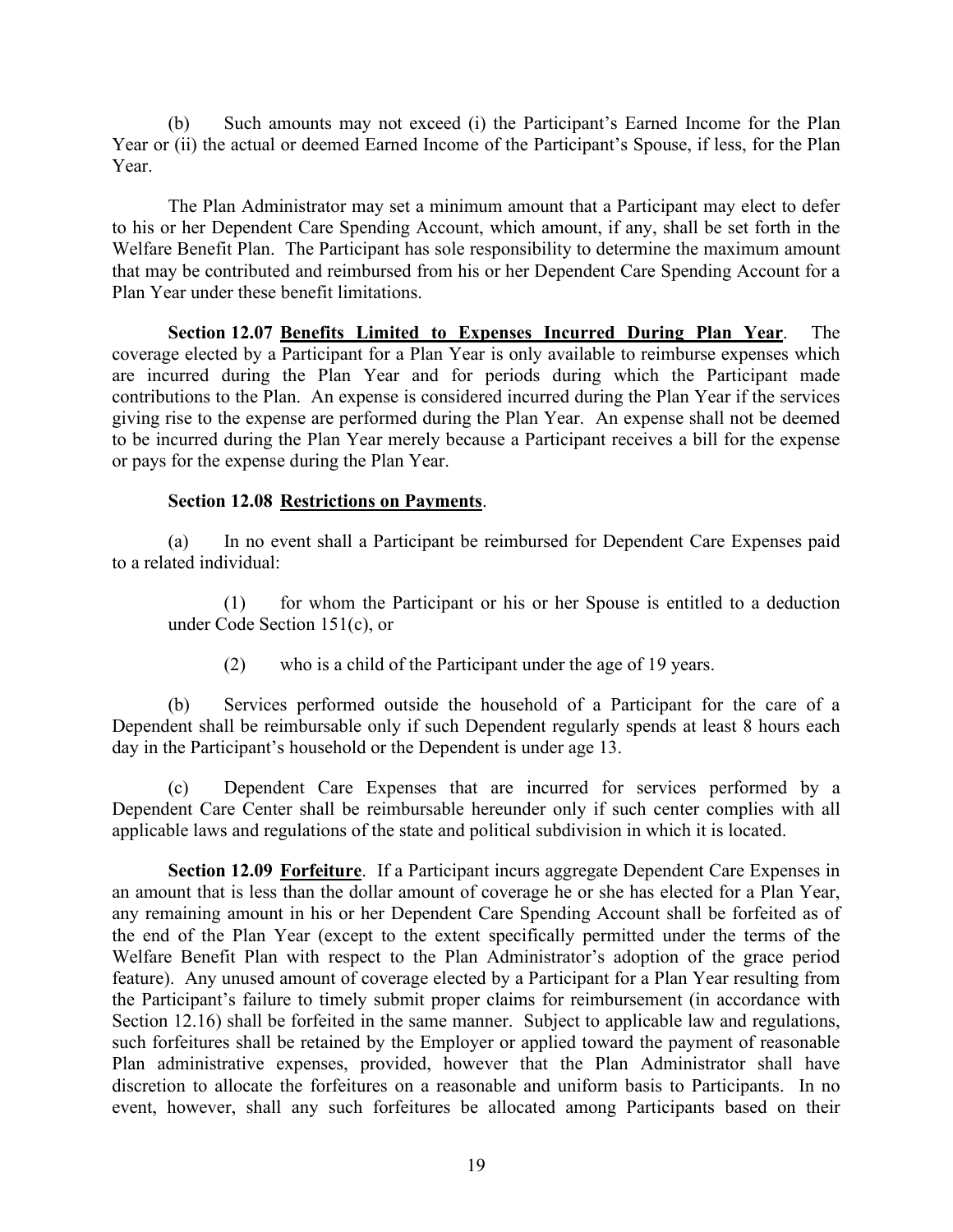(b) Such amounts may not exceed (i) the Participant's Earned Income for the Plan Year or (ii) the actual or deemed Earned Income of the Participant's Spouse, if less, for the Plan Year.

The Plan Administrator may set a minimum amount that a Participant may elect to defer to his or her Dependent Care Spending Account, which amount, if any, shall be set forth in the Welfare Benefit Plan. The Participant has sole responsibility to determine the maximum amount that may be contributed and reimbursed from his or her Dependent Care Spending Account for a Plan Year under these benefit limitations.

**Section 12.07 Benefits Limited to Expenses Incurred During Plan Year**. The coverage elected by a Participant for a Plan Year is only available to reimburse expenses which are incurred during the Plan Year and for periods during which the Participant made contributions to the Plan. An expense is considered incurred during the Plan Year if the services giving rise to the expense are performed during the Plan Year. An expense shall not be deemed to be incurred during the Plan Year merely because a Participant receives a bill for the expense or pays for the expense during the Plan Year.

**Section 12.08 Restrictions on Payments**.

(a) In no event shall a Participant be reimbursed for Dependent Care Expenses paid to a related individual:

(1) for whom the Participant or his or her Spouse is entitled to a deduction under Code Section 151(c), or

(2) who is a child of the Participant under the age of 19 years.

(b) Services performed outside the household of a Participant for the care of a Dependent shall be reimbursable only if such Dependent regularly spends at least 8 hours each day in the Participant's household or the Dependent is under age 13.

(c) Dependent Care Expenses that are incurred for services performed by a Dependent Care Center shall be reimbursable hereunder only if such center complies with all applicable laws and regulations of the state and political subdivision in which it is located.

**Section 12.09 Forfeiture**. If a Participant incurs aggregate Dependent Care Expenses in an amount that is less than the dollar amount of coverage he or she has elected for a Plan Year, any remaining amount in his or her Dependent Care Spending Account shall be forfeited as of the end of the Plan Year (except to the extent specifically permitted under the terms of the Welfare Benefit Plan with respect to the Plan Administrator's adoption of the grace period feature). Any unused amount of coverage elected by a Participant for a Plan Year resulting from the Participant's failure to timely submit proper claims for reimbursement (in accordance with Section 12.16) shall be forfeited in the same manner. Subject to applicable law and regulations, such forfeitures shall be retained by the Employer or applied toward the payment of reasonable Plan administrative expenses, provided, however that the Plan Administrator shall have discretion to allocate the forfeitures on a reasonable and uniform basis to Participants. In no event, however, shall any such forfeitures be allocated among Participants based on their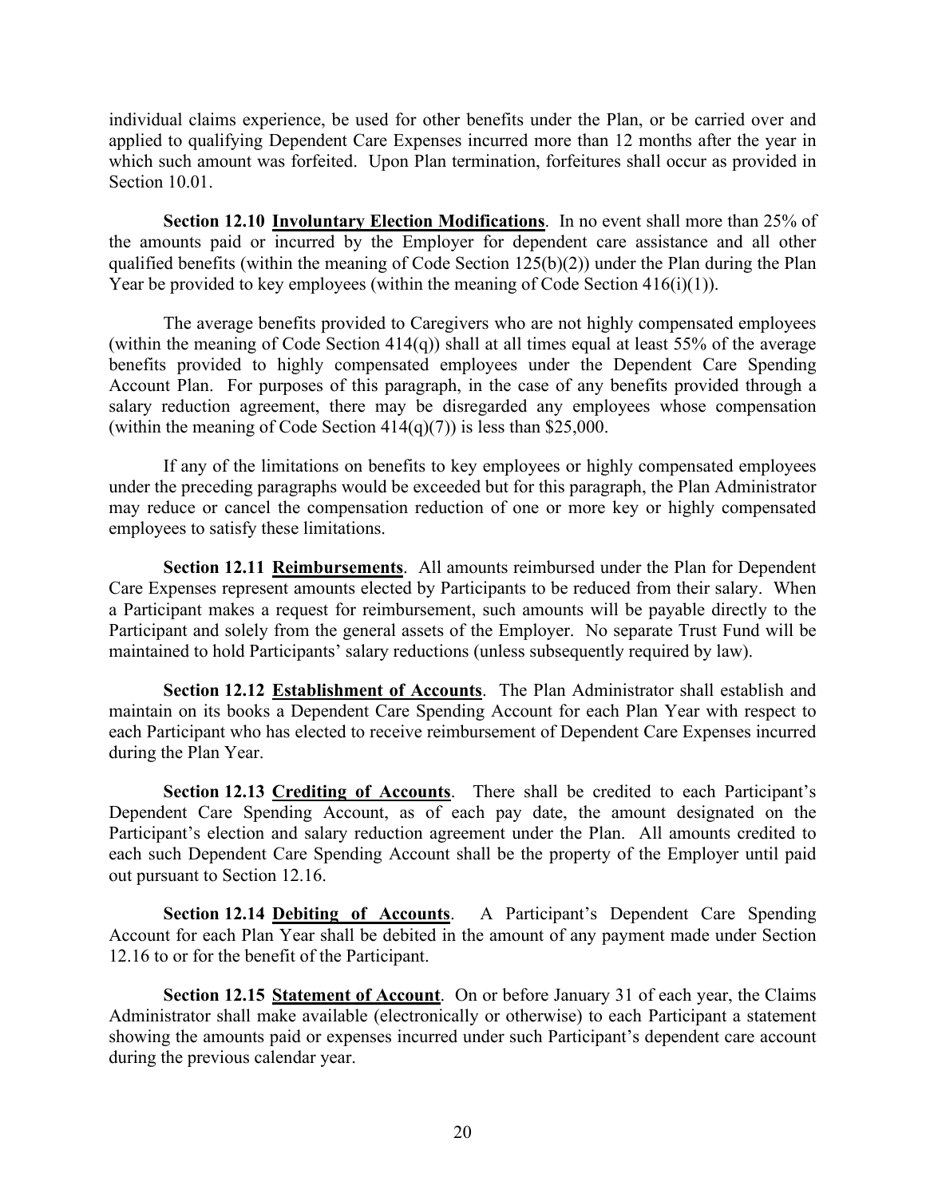individual claims experience, be used for other benefits under the Plan, or be carried over and applied to qualifying Dependent Care Expenses incurred more than 12 months after the year in which such amount was forfeited. Upon Plan termination, forfeitures shall occur as provided in Section 10.01.

**Section 12.10 Involuntary Election Modifications**. In no event shall more than 25% of the amounts paid or incurred by the Employer for dependent care assistance and all other qualified benefits (within the meaning of Code Section 125(b)(2)) under the Plan during the Plan Year be provided to key employees (within the meaning of Code Section 416(i)(1)).

The average benefits provided to Caregivers who are not highly compensated employees (within the meaning of Code Section 414(q)) shall at all times equal at least 55% of the average benefits provided to highly compensated employees under the Dependent Care Spending Account Plan. For purposes of this paragraph, in the case of any benefits provided through a salary reduction agreement, there may be disregarded any employees whose compensation (within the meaning of Code Section 414(q)(7)) is less than $25,000.

If any of the limitations on benefits to key employees or highly compensated employees under the preceding paragraphs would be exceeded but for this paragraph, the Plan Administrator may reduce or cancel the compensation reduction of one or more key or highly compensated employees to satisfy these limitations.

**Section 12.11 Reimbursements**. All amounts reimbursed under the Plan for Dependent Care Expenses represent amounts elected by Participants to be reduced from their salary. When a Participant makes a request for reimbursement, such amounts will be payable directly to the Participant and solely from the general assets of the Employer. No separate Trust Fund will be maintained to hold Participants' salary reductions (unless subsequently required by law).

**Section 12.12 Establishment of Accounts**. The Plan Administrator shall establish and maintain on its books a Dependent Care Spending Account for each Plan Year with respect to each Participant who has elected to receive reimbursement of Dependent Care Expenses incurred during the Plan Year.

**Section 12.13 Crediting of Accounts**. There shall be credited to each Participant's Dependent Care Spending Account, as of each pay date, the amount designated on the Participant's election and salary reduction agreement under the Plan. All amounts credited to each such Dependent Care Spending Account shall be the property of the Employer until paid out pursuant to Section 12.16.

**Section 12.14 Debiting of Accounts**. A Participant's Dependent Care Spending Account for each Plan Year shall be debited in the amount of any payment made under Section 12.16 to or for the benefit of the Participant.

**Section 12.15 Statement of Account**. On or before January 31 of each year, the Claims Administrator shall make available (electronically or otherwise) to each Participant a statement showing the amounts paid or expenses incurred under such Participant's dependent care account during the previous calendar year.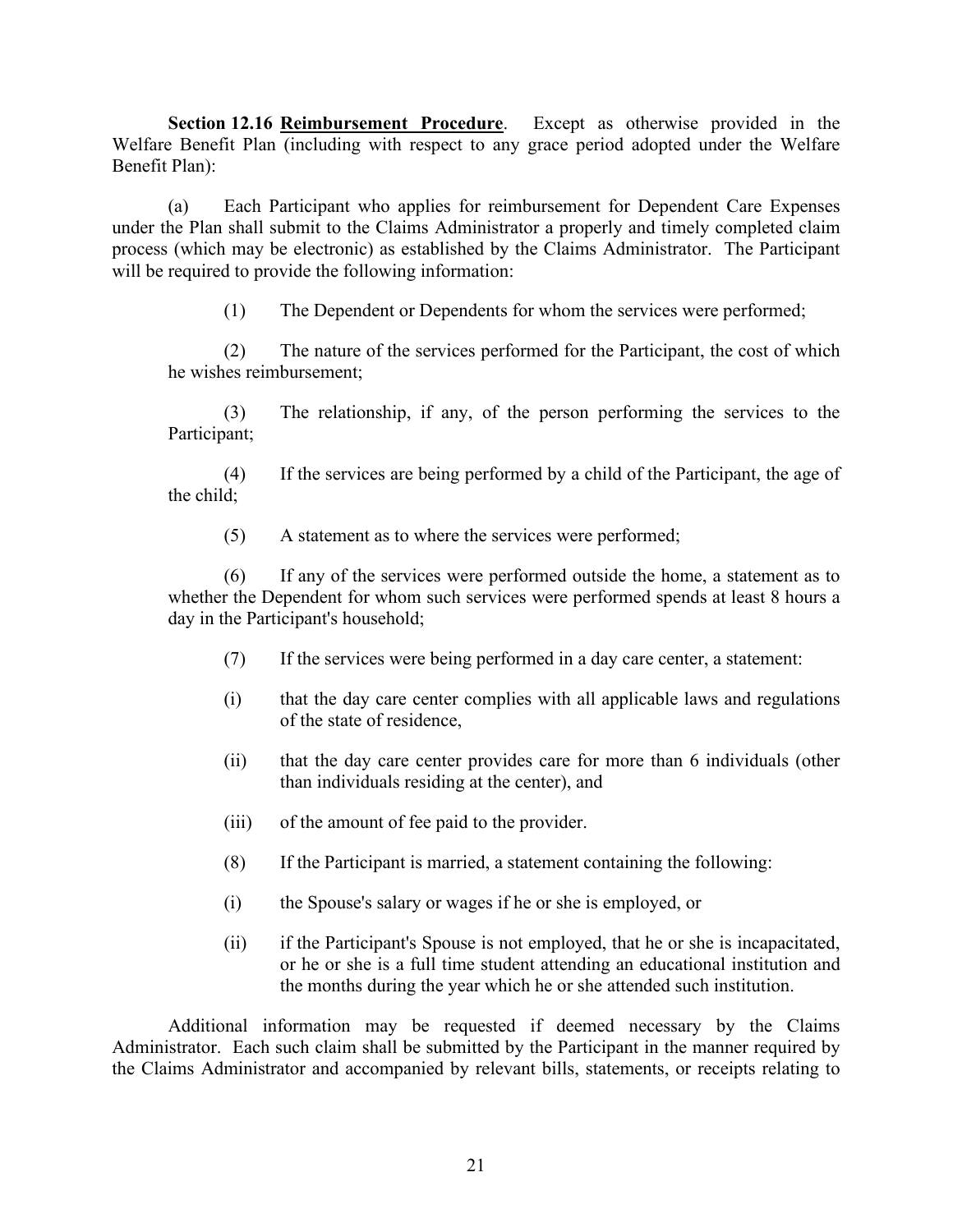**Section 12.16 <u>Reimbursement Procedure</u>**. Except as otherwise provided in the Welfare Benefit Plan (including with respect to any grace period adopted under the Welfare Benefit Plan):

(a) Each Participant who applies for reimbursement for Dependent Care Expenses under the Plan shall submit to the Claims Administrator a properly and timely completed claim process (which may be electronic) as established by the Claims Administrator. The Participant will be required to provide the following information:

(1) The Dependent or Dependents for whom the services were performed;

(2) The nature of the services performed for the Participant, the cost of which he wishes reimbursement;

(3) The relationship, if any, of the person performing the services to the Participant;

(4) If the services are being performed by a child of the Participant, the age of the child;

(5) A statement as to where the services were performed;

(6) If any of the services were performed outside the home, a statement as to whether the Dependent for whom such services were performed spends at least 8 hours a day in the Participant's household;

(7) If the services were being performed in a day care center, a statement:

(i) that the day care center complies with all applicable laws and regulations of the state of residence,

(ii) that the day care center provides care for more than 6 individuals (other than individuals residing at the center), and

(iii) of the amount of fee paid to the provider.

(8) If the Participant is married, a statement containing the following:

(i) the Spouse's salary or wages if he or she is employed, or

(ii) if the Participant's Spouse is not employed, that he or she is incapacitated, or he or she is a full time student attending an educational institution and the months during the year which he or she attended such institution.

Additional information may be requested if deemed necessary by the Claims Administrator. Each such claim shall be submitted by the Participant in the manner required by the Claims Administrator and accompanied by relevant bills, statements, or receipts relating to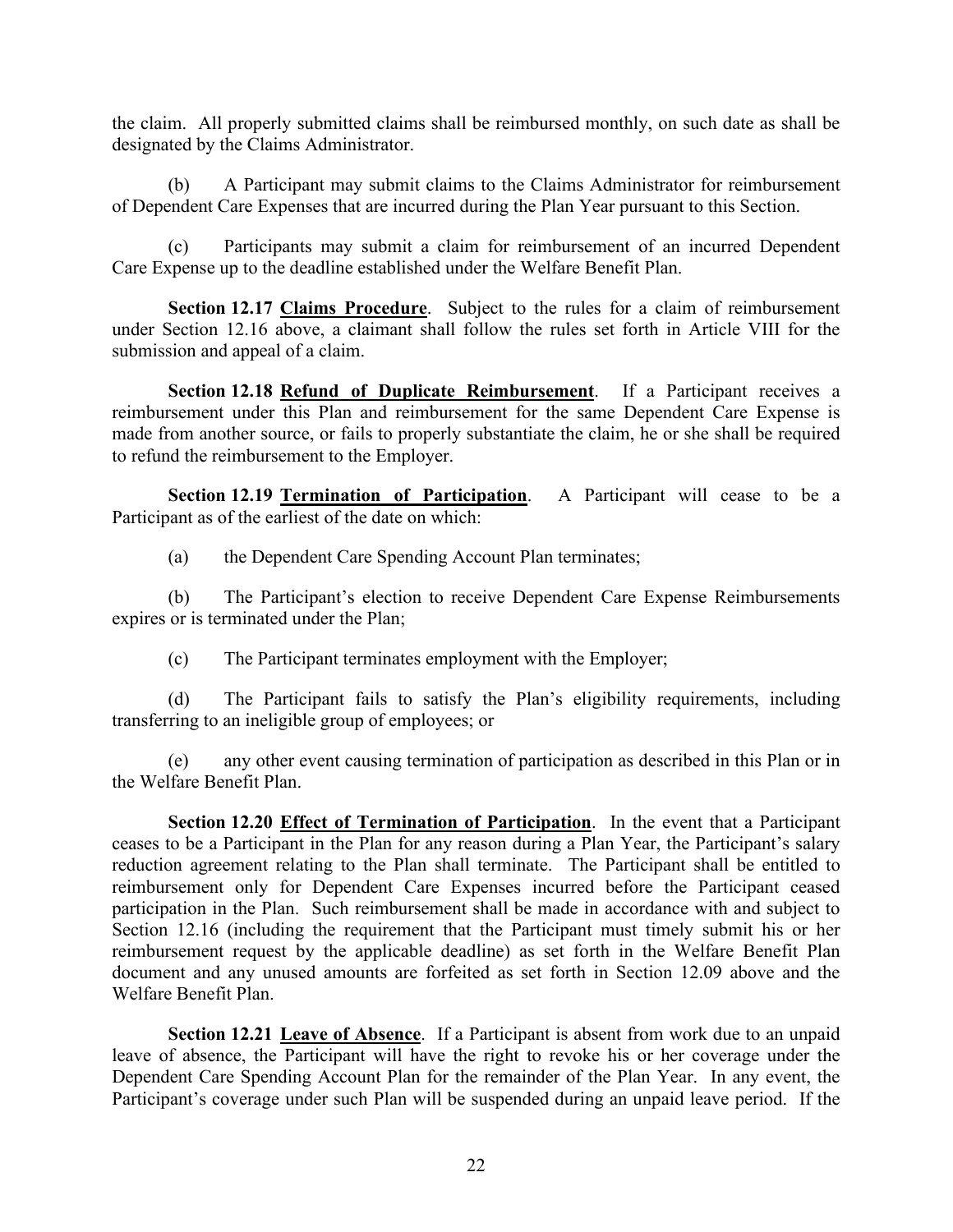the claim. All properly submitted claims shall be reimbursed monthly, on such date as shall be designated by the Claims Administrator.

(b) A Participant may submit claims to the Claims Administrator for reimbursement of Dependent Care Expenses that are incurred during the Plan Year pursuant to this Section.

(c) Participants may submit a claim for reimbursement of an incurred Dependent Care Expense up to the deadline established under the Welfare Benefit Plan.

**Section 12.17 Claims Procedure**. Subject to the rules for a claim of reimbursement under Section 12.16 above, a claimant shall follow the rules set forth in Article VIII for the submission and appeal of a claim.

**Section 12.18 Refund of Duplicate Reimbursement**. If a Participant receives a reimbursement under this Plan and reimbursement for the same Dependent Care Expense is made from another source, or fails to properly substantiate the claim, he or she shall be required to refund the reimbursement to the Employer.

**Section 12.19 Termination of Participation**. A Participant will cease to be a Participant as of the earliest of the date on which:

(a) the Dependent Care Spending Account Plan terminates;

(b) The Participant's election to receive Dependent Care Expense Reimbursements expires or is terminated under the Plan;

(c) The Participant terminates employment with the Employer;

(d) The Participant fails to satisfy the Plan's eligibility requirements, including transferring to an ineligible group of employees; or

(e) any other event causing termination of participation as described in this Plan or in the Welfare Benefit Plan.

**Section 12.20 Effect of Termination of Participation**. In the event that a Participant ceases to be a Participant in the Plan for any reason during a Plan Year, the Participant's salary reduction agreement relating to the Plan shall terminate. The Participant shall be entitled to reimbursement only for Dependent Care Expenses incurred before the Participant ceased participation in the Plan. Such reimbursement shall be made in accordance with and subject to Section 12.16 (including the requirement that the Participant must timely submit his or her reimbursement request by the applicable deadline) as set forth in the Welfare Benefit Plan document and any unused amounts are forfeited as set forth in Section 12.09 above and the Welfare Benefit Plan.

**Section 12.21 Leave of Absence**. If a Participant is absent from work due to an unpaid leave of absence, the Participant will have the right to revoke his or her coverage under the Dependent Care Spending Account Plan for the remainder of the Plan Year. In any event, the Participant's coverage under such Plan will be suspended during an unpaid leave period. If the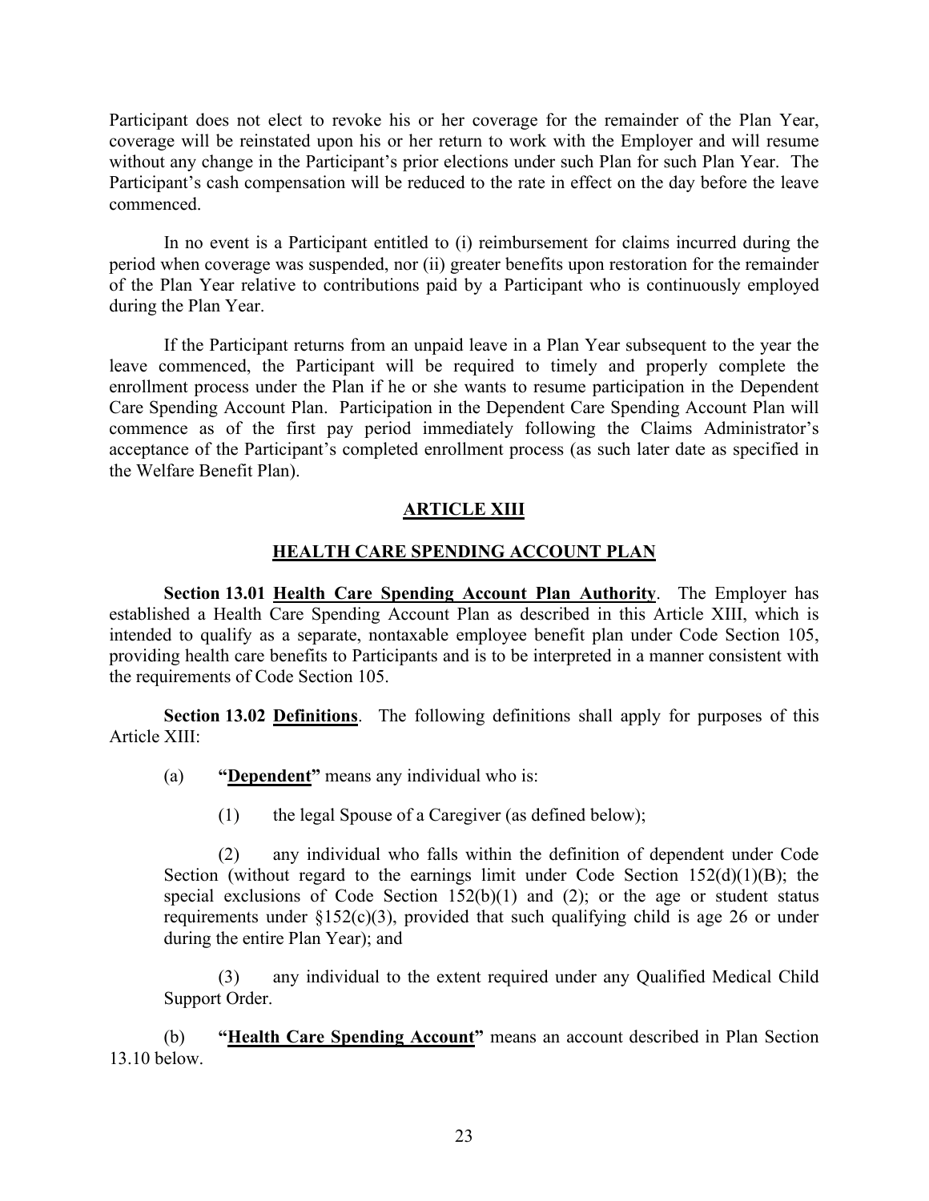Participant does not elect to revoke his or her coverage for the remainder of the Plan Year, coverage will be reinstated upon his or her return to work with the Employer and will resume without any change in the Participant's prior elections under such Plan for such Plan Year. The Participant's cash compensation will be reduced to the rate in effect on the day before the leave commenced.

In no event is a Participant entitled to (i) reimbursement for claims incurred during the period when coverage was suspended, nor (ii) greater benefits upon restoration for the remainder of the Plan Year relative to contributions paid by a Participant who is continuously employed during the Plan Year.

If the Participant returns from an unpaid leave in a Plan Year subsequent to the year the leave commenced, the Participant will be required to timely and properly complete the enrollment process under the Plan if he or she wants to resume participation in the Dependent Care Spending Account Plan. Participation in the Dependent Care Spending Account Plan will commence as of the first pay period immediately following the Claims Administrator's acceptance of the Participant's completed enrollment process (as such later date as specified in the Welfare Benefit Plan).

## ARTICLE XIII

## HEALTH CARE SPENDING ACCOUNT PLAN

**Section 13.01 Health Care Spending Account Plan Authority**. The Employer has established a Health Care Spending Account Plan as described in this Article XIII, which is intended to qualify as a separate, nontaxable employee benefit plan under Code Section 105, providing health care benefits to Participants and is to be interpreted in a manner consistent with the requirements of Code Section 105.

**Section 13.02 Definitions**. The following definitions shall apply for purposes of this Article XIII:

(a) **"Dependent"** means any individual who is:

(1) the legal Spouse of a Caregiver (as defined below);

(2) any individual who falls within the definition of dependent under Code Section (without regard to the earnings limit under Code Section 152(d)(1)(B); the special exclusions of Code Section 152(b)(1) and (2); or the age or student status requirements under §152(c)(3), provided that such qualifying child is age 26 or under during the entire Plan Year); and

(3) any individual to the extent required under any Qualified Medical Child Support Order.

(b) **"Health Care Spending Account"** means an account described in Plan Section 13.10 below.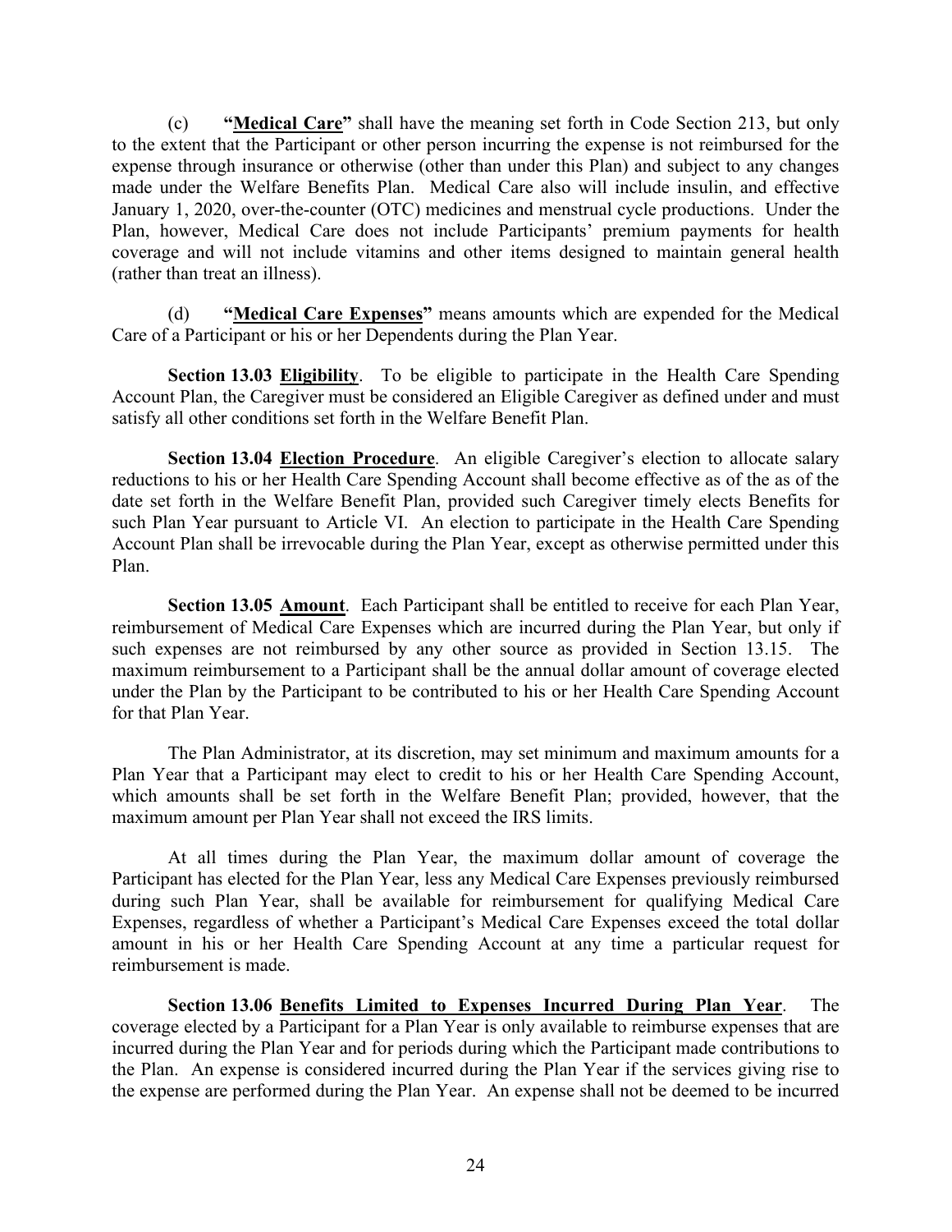(c) **"<u>Medical Care</u>"** shall have the meaning set forth in Code Section 213, but only to the extent that the Participant or other person incurring the expense is not reimbursed for the expense through insurance or otherwise (other than under this Plan) and subject to any changes made under the Welfare Benefits Plan. Medical Care also will include insulin, and effective January 1, 2020, over-the-counter (OTC) medicines and menstrual cycle productions. Under the Plan, however, Medical Care does not include Participants' premium payments for health coverage and will not include vitamins and other items designed to maintain general health (rather than treat an illness).

(d) **"<u>Medical Care Expenses</u>"** means amounts which are expended for the Medical Care of a Participant or his or her Dependents during the Plan Year.

**Section 13.03 <u>Eligibility</u>**. To be eligible to participate in the Health Care Spending Account Plan, the Caregiver must be considered an Eligible Caregiver as defined under and must satisfy all other conditions set forth in the Welfare Benefit Plan.

**Section 13.04 <u>Election Procedure</u>**. An eligible Caregiver's election to allocate salary reductions to his or her Health Care Spending Account shall become effective as of the as of the date set forth in the Welfare Benefit Plan, provided such Caregiver timely elects Benefits for such Plan Year pursuant to Article VI. An election to participate in the Health Care Spending Account Plan shall be irrevocable during the Plan Year, except as otherwise permitted under this Plan.

**Section 13.05 <u>Amount</u>**. Each Participant shall be entitled to receive for each Plan Year, reimbursement of Medical Care Expenses which are incurred during the Plan Year, but only if such expenses are not reimbursed by any other source as provided in Section 13.15. The maximum reimbursement to a Participant shall be the annual dollar amount of coverage elected under the Plan by the Participant to be contributed to his or her Health Care Spending Account for that Plan Year.

The Plan Administrator, at its discretion, may set minimum and maximum amounts for a Plan Year that a Participant may elect to credit to his or her Health Care Spending Account, which amounts shall be set forth in the Welfare Benefit Plan; provided, however, that the maximum amount per Plan Year shall not exceed the IRS limits.

At all times during the Plan Year, the maximum dollar amount of coverage the Participant has elected for the Plan Year, less any Medical Care Expenses previously reimbursed during such Plan Year, shall be available for reimbursement for qualifying Medical Care Expenses, regardless of whether a Participant's Medical Care Expenses exceed the total dollar amount in his or her Health Care Spending Account at any time a particular request for reimbursement is made.

**Section 13.06 <u>Benefits Limited to Expenses Incurred During Plan Year</u>**. The coverage elected by a Participant for a Plan Year is only available to reimburse expenses that are incurred during the Plan Year and for periods during which the Participant made contributions to the Plan. An expense is considered incurred during the Plan Year if the services giving rise to the expense are performed during the Plan Year. An expense shall not be deemed to be incurred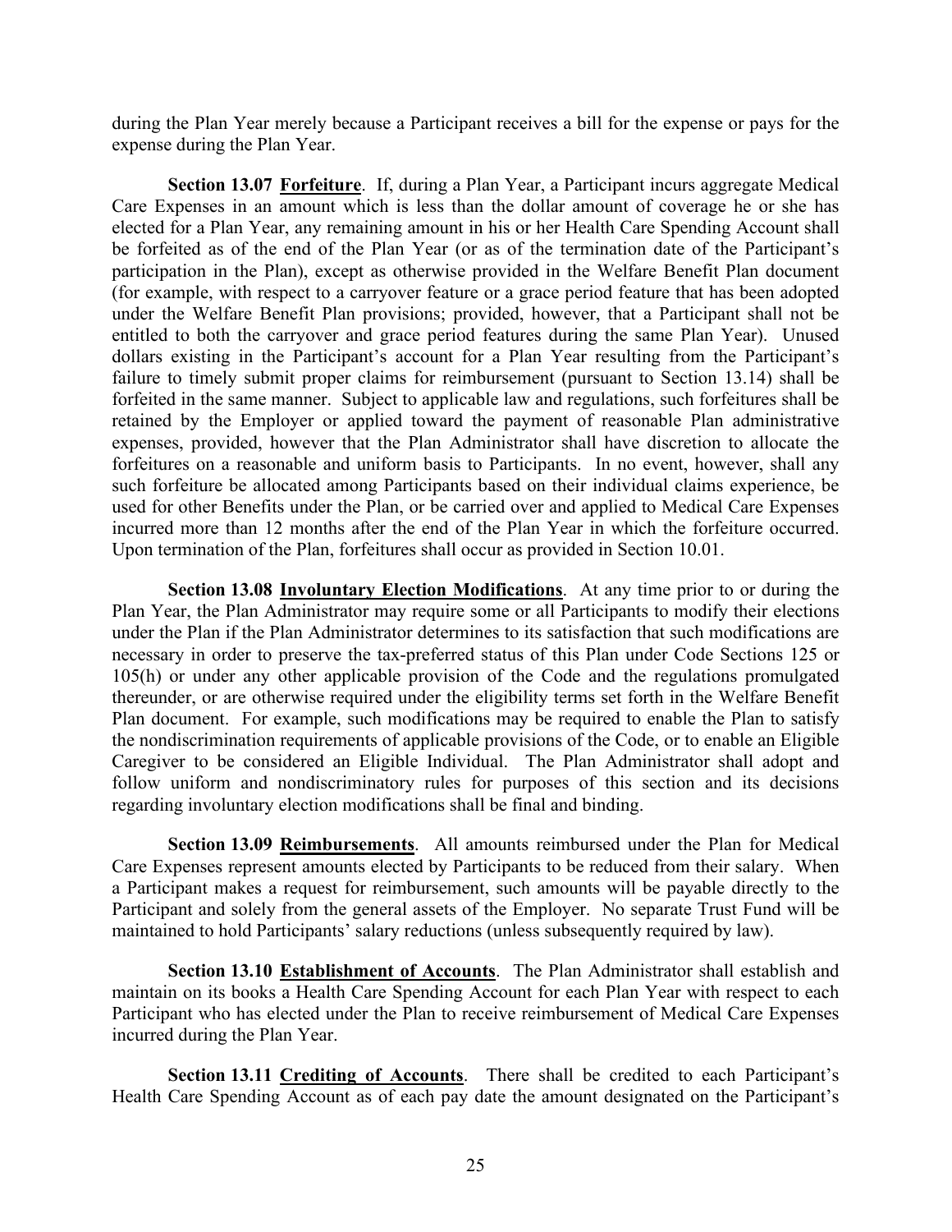during the Plan Year merely because a Participant receives a bill for the expense or pays for the expense during the Plan Year.

**Section 13.07 <u>Forfeiture</u>**. If, during a Plan Year, a Participant incurs aggregate Medical Care Expenses in an amount which is less than the dollar amount of coverage he or she has elected for a Plan Year, any remaining amount in his or her Health Care Spending Account shall be forfeited as of the end of the Plan Year (or as of the termination date of the Participant's participation in the Plan), except as otherwise provided in the Welfare Benefit Plan document (for example, with respect to a carryover feature or a grace period feature that has been adopted under the Welfare Benefit Plan provisions; provided, however, that a Participant shall not be entitled to both the carryover and grace period features during the same Plan Year). Unused dollars existing in the Participant's account for a Plan Year resulting from the Participant's failure to timely submit proper claims for reimbursement (pursuant to Section 13.14) shall be forfeited in the same manner. Subject to applicable law and regulations, such forfeitures shall be retained by the Employer or applied toward the payment of reasonable Plan administrative expenses, provided, however that the Plan Administrator shall have discretion to allocate the forfeitures on a reasonable and uniform basis to Participants. In no event, however, shall any such forfeiture be allocated among Participants based on their individual claims experience, be used for other Benefits under the Plan, or be carried over and applied to Medical Care Expenses incurred more than 12 months after the end of the Plan Year in which the forfeiture occurred. Upon termination of the Plan, forfeitures shall occur as provided in Section 10.01.

**Section 13.08 <u>Involuntary Election Modifications</u>**. At any time prior to or during the Plan Year, the Plan Administrator may require some or all Participants to modify their elections under the Plan if the Plan Administrator determines to its satisfaction that such modifications are necessary in order to preserve the tax-preferred status of this Plan under Code Sections 125 or 105(h) or under any other applicable provision of the Code and the regulations promulgated thereunder, or are otherwise required under the eligibility terms set forth in the Welfare Benefit Plan document. For example, such modifications may be required to enable the Plan to satisfy the nondiscrimination requirements of applicable provisions of the Code, or to enable an Eligible Caregiver to be considered an Eligible Individual. The Plan Administrator shall adopt and follow uniform and nondiscriminatory rules for purposes of this section and its decisions regarding involuntary election modifications shall be final and binding.

**Section 13.09 <u>Reimbursements</u>**. All amounts reimbursed under the Plan for Medical Care Expenses represent amounts elected by Participants to be reduced from their salary. When a Participant makes a request for reimbursement, such amounts will be payable directly to the Participant and solely from the general assets of the Employer. No separate Trust Fund will be maintained to hold Participants' salary reductions (unless subsequently required by law).

**Section 13.10 <u>Establishment of Accounts</u>**. The Plan Administrator shall establish and maintain on its books a Health Care Spending Account for each Plan Year with respect to each Participant who has elected under the Plan to receive reimbursement of Medical Care Expenses incurred during the Plan Year.

**Section 13.11 <u>Crediting of Accounts</u>**. There shall be credited to each Participant's Health Care Spending Account as of each pay date the amount designated on the Participant's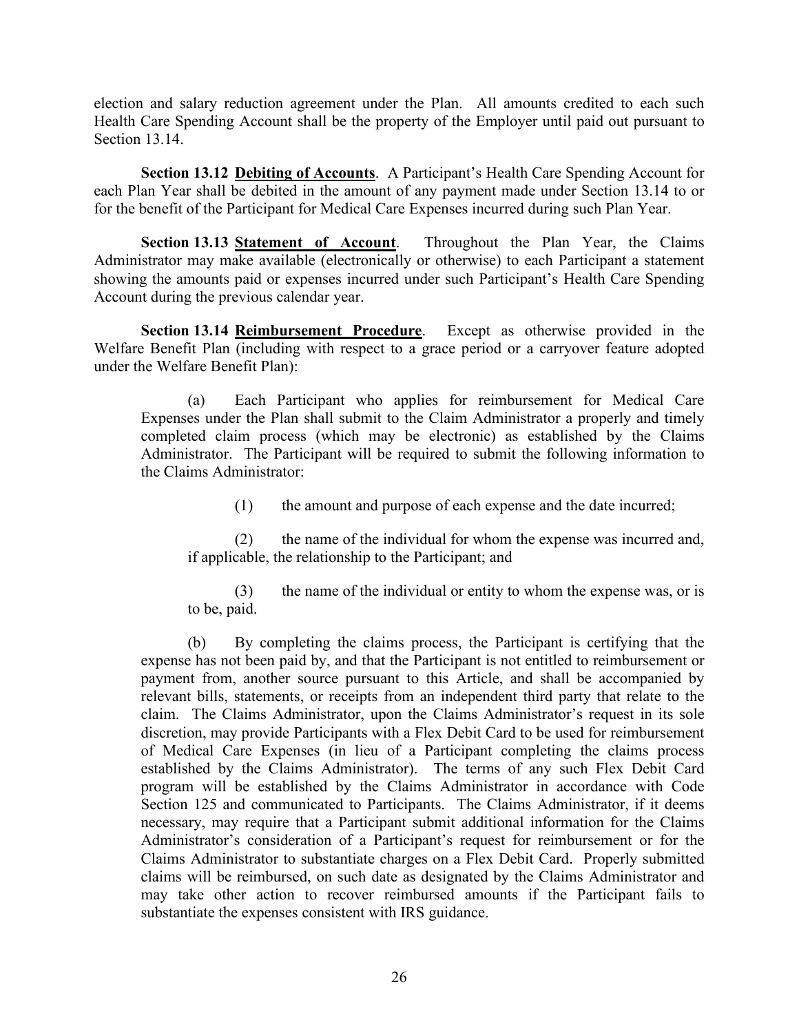election and salary reduction agreement under the Plan. All amounts credited to each such Health Care Spending Account shall be the property of the Employer until paid out pursuant to Section 13.14.

**Section 13.12 Debiting of Accounts**. A Participant's Health Care Spending Account for each Plan Year shall be debited in the amount of any payment made under Section 13.14 to or for the benefit of the Participant for Medical Care Expenses incurred during such Plan Year.

**Section 13.13 Statement of Account**. Throughout the Plan Year, the Claims Administrator may make available (electronically or otherwise) to each Participant a statement showing the amounts paid or expenses incurred under such Participant's Health Care Spending Account during the previous calendar year.

**Section 13.14 Reimbursement Procedure**. Except as otherwise provided in the Welfare Benefit Plan (including with respect to a grace period or a carryover feature adopted under the Welfare Benefit Plan):

(a) Each Participant who applies for reimbursement for Medical Care Expenses under the Plan shall submit to the Claim Administrator a properly and timely completed claim process (which may be electronic) as established by the Claims Administrator. The Participant will be required to submit the following information to the Claims Administrator:

(1) the amount and purpose of each expense and the date incurred;

(2) the name of the individual for whom the expense was incurred and, if applicable, the relationship to the Participant; and

(3) the name of the individual or entity to whom the expense was, or is to be, paid.

(b) By completing the claims process, the Participant is certifying that the expense has not been paid by, and that the Participant is not entitled to reimbursement or payment from, another source pursuant to this Article, and shall be accompanied by relevant bills, statements, or receipts from an independent third party that relate to the claim. The Claims Administrator, upon the Claims Administrator's request in its sole discretion, may provide Participants with a Flex Debit Card to be used for reimbursement of Medical Care Expenses (in lieu of a Participant completing the claims process established by the Claims Administrator). The terms of any such Flex Debit Card program will be established by the Claims Administrator in accordance with Code Section 125 and communicated to Participants. The Claims Administrator, if it deems necessary, may require that a Participant submit additional information for the Claims Administrator's consideration of a Participant's request for reimbursement or for the Claims Administrator to substantiate charges on a Flex Debit Card. Properly submitted claims will be reimbursed, on such date as designated by the Claims Administrator and may take other action to recover reimbursed amounts if the Participant fails to substantiate the expenses consistent with IRS guidance.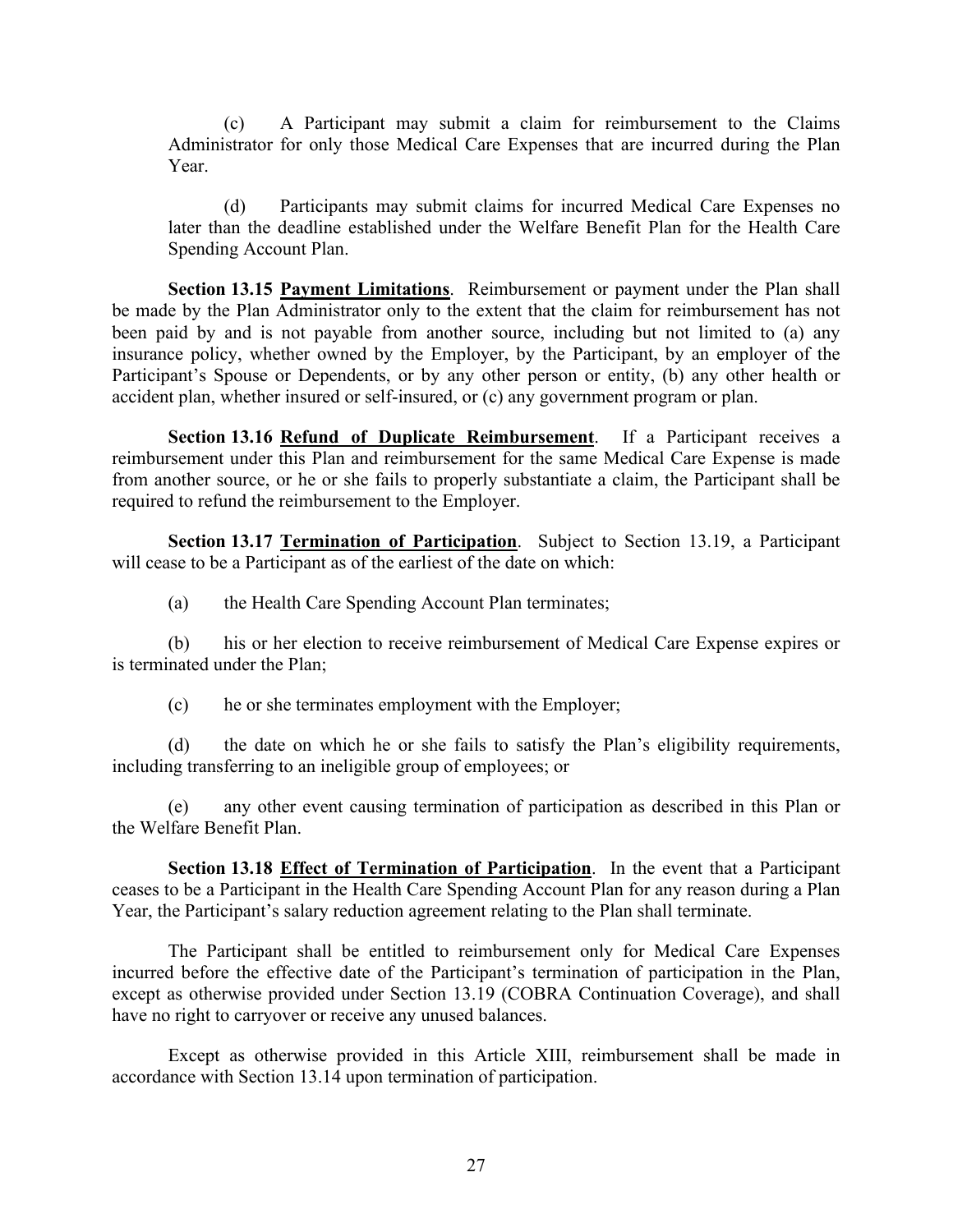(c) A Participant may submit a claim for reimbursement to the Claims Administrator for only those Medical Care Expenses that are incurred during the Plan Year.

(d) Participants may submit claims for incurred Medical Care Expenses no later than the deadline established under the Welfare Benefit Plan for the Health Care Spending Account Plan.

**Section 13.15 Payment Limitations**. Reimbursement or payment under the Plan shall be made by the Plan Administrator only to the extent that the claim for reimbursement has not been paid by and is not payable from another source, including but not limited to (a) any insurance policy, whether owned by the Employer, by the Participant, by an employer of the Participant's Spouse or Dependents, or by any other person or entity, (b) any other health or accident plan, whether insured or self-insured, or (c) any government program or plan.

**Section 13.16 Refund of Duplicate Reimbursement**. If a Participant receives a reimbursement under this Plan and reimbursement for the same Medical Care Expense is made from another source, or he or she fails to properly substantiate a claim, the Participant shall be required to refund the reimbursement to the Employer.

**Section 13.17 Termination of Participation**. Subject to Section 13.19, a Participant will cease to be a Participant as of the earliest of the date on which:

(a) the Health Care Spending Account Plan terminates;

(b) his or her election to receive reimbursement of Medical Care Expense expires or is terminated under the Plan;

(c) he or she terminates employment with the Employer;

(d) the date on which he or she fails to satisfy the Plan's eligibility requirements, including transferring to an ineligible group of employees; or

(e) any other event causing termination of participation as described in this Plan or the Welfare Benefit Plan.

**Section 13.18 Effect of Termination of Participation**. In the event that a Participant ceases to be a Participant in the Health Care Spending Account Plan for any reason during a Plan Year, the Participant's salary reduction agreement relating to the Plan shall terminate.

The Participant shall be entitled to reimbursement only for Medical Care Expenses incurred before the effective date of the Participant's termination of participation in the Plan, except as otherwise provided under Section 13.19 (COBRA Continuation Coverage), and shall have no right to carryover or receive any unused balances.

Except as otherwise provided in this Article XIII, reimbursement shall be made in accordance with Section 13.14 upon termination of participation.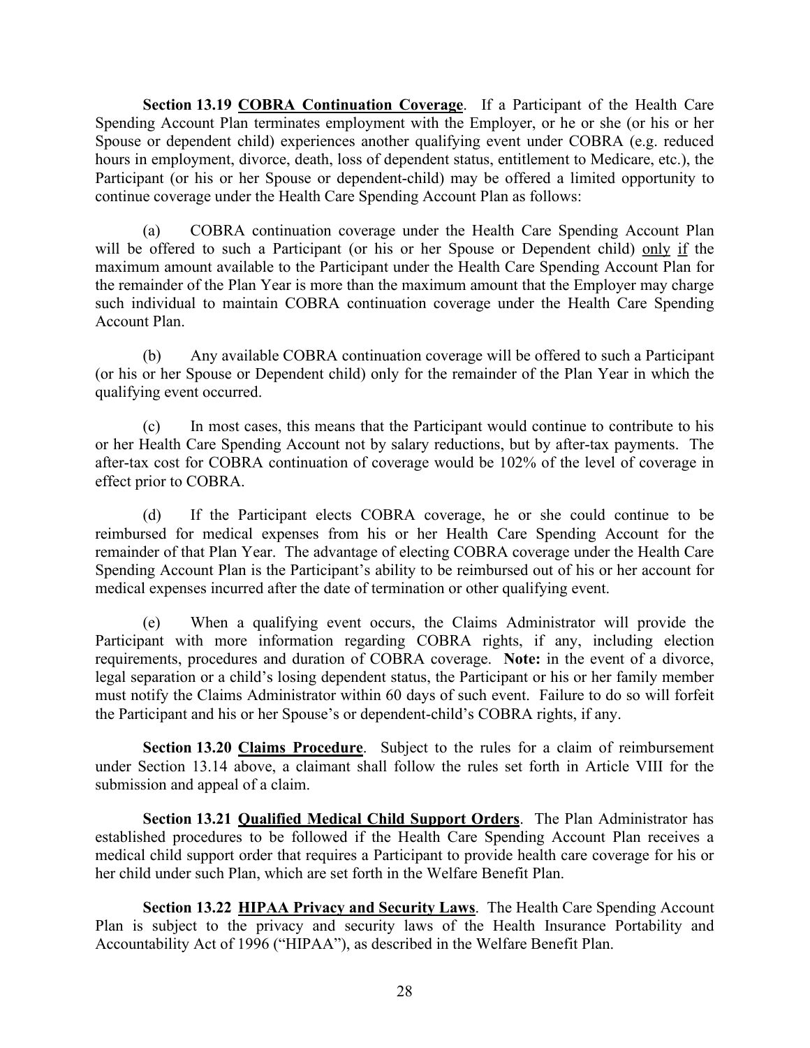**Section 13.19 <u>COBRA Continuation Coverage</u>**. If a Participant of the Health Care Spending Account Plan terminates employment with the Employer, or he or she (or his or her Spouse or dependent child) experiences another qualifying event under COBRA (e.g. reduced hours in employment, divorce, death, loss of dependent status, entitlement to Medicare, etc.), the Participant (or his or her Spouse or dependent-child) may be offered a limited opportunity to continue coverage under the Health Care Spending Account Plan as follows:

(a) COBRA continuation coverage under the Health Care Spending Account Plan will be offered to such a Participant (or his or her Spouse or Dependent child) <u>only</u> <u>if</u> the maximum amount available to the Participant under the Health Care Spending Account Plan for the remainder of the Plan Year is more than the maximum amount that the Employer may charge such individual to maintain COBRA continuation coverage under the Health Care Spending Account Plan.

(b) Any available COBRA continuation coverage will be offered to such a Participant (or his or her Spouse or Dependent child) only for the remainder of the Plan Year in which the qualifying event occurred.

(c) In most cases, this means that the Participant would continue to contribute to his or her Health Care Spending Account not by salary reductions, but by after-tax payments. The after-tax cost for COBRA continuation of coverage would be 102% of the level of coverage in effect prior to COBRA.

(d) If the Participant elects COBRA coverage, he or she could continue to be reimbursed for medical expenses from his or her Health Care Spending Account for the remainder of that Plan Year. The advantage of electing COBRA coverage under the Health Care Spending Account Plan is the Participant's ability to be reimbursed out of his or her account for medical expenses incurred after the date of termination or other qualifying event.

(e) When a qualifying event occurs, the Claims Administrator will provide the Participant with more information regarding COBRA rights, if any, including election requirements, procedures and duration of COBRA coverage. **Note:** in the event of a divorce, legal separation or a child's losing dependent status, the Participant or his or her family member must notify the Claims Administrator within 60 days of such event. Failure to do so will forfeit the Participant and his or her Spouse's or dependent-child's COBRA rights, if any.

**Section 13.20 <u>Claims Procedure</u>**. Subject to the rules for a claim of reimbursement under Section 13.14 above, a claimant shall follow the rules set forth in Article VIII for the submission and appeal of a claim.

**Section 13.21 <u>Qualified Medical Child Support Orders</u>**. The Plan Administrator has established procedures to be followed if the Health Care Spending Account Plan receives a medical child support order that requires a Participant to provide health care coverage for his or her child under such Plan, which are set forth in the Welfare Benefit Plan.

**Section 13.22 <u>HIPAA Privacy and Security Laws</u>**. The Health Care Spending Account Plan is subject to the privacy and security laws of the Health Insurance Portability and Accountability Act of 1996 ("HIPAA"), as described in the Welfare Benefit Plan.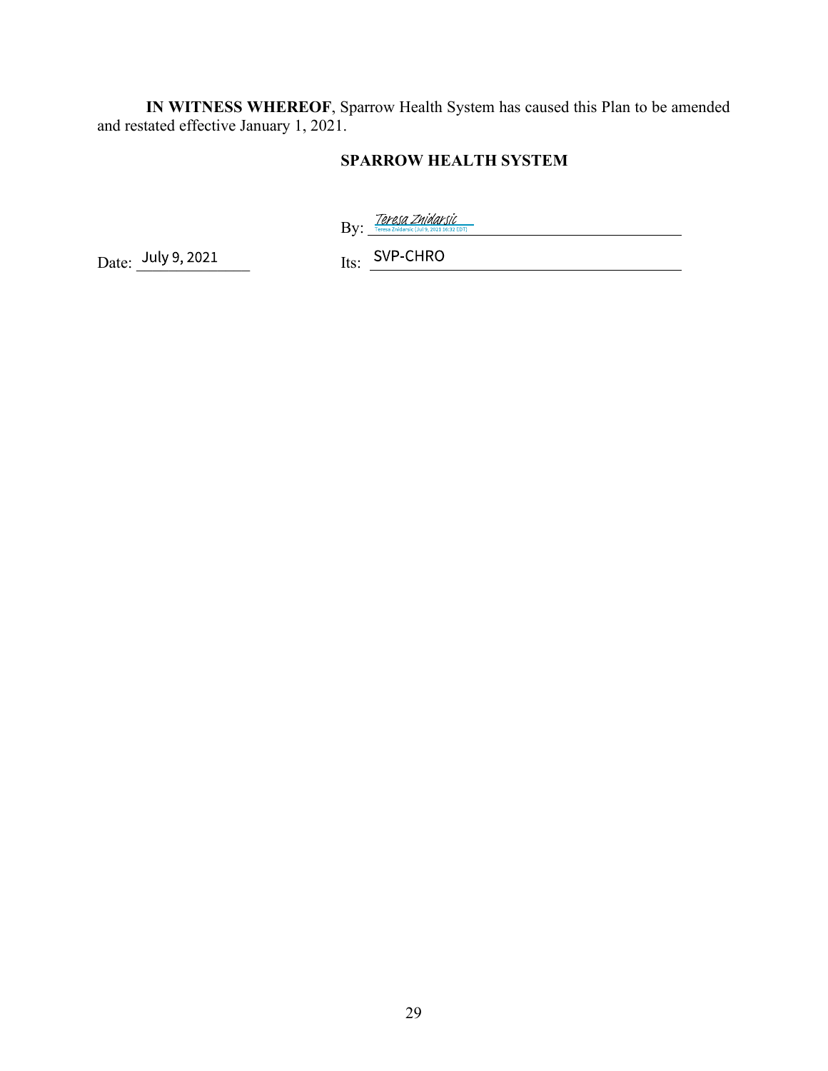**IN WITNESS WHEREOF**, Sparrow Health System has caused this Plan to be amended and restated effective January 1, 2021.

**SPARROW HEALTH SYSTEM**

By: Teresa Znidarsic
Teresa Znidarsic (Jul 9, 2021 16:32 EDT)

Date: July 9, 2021

Its: SVP-CHRO